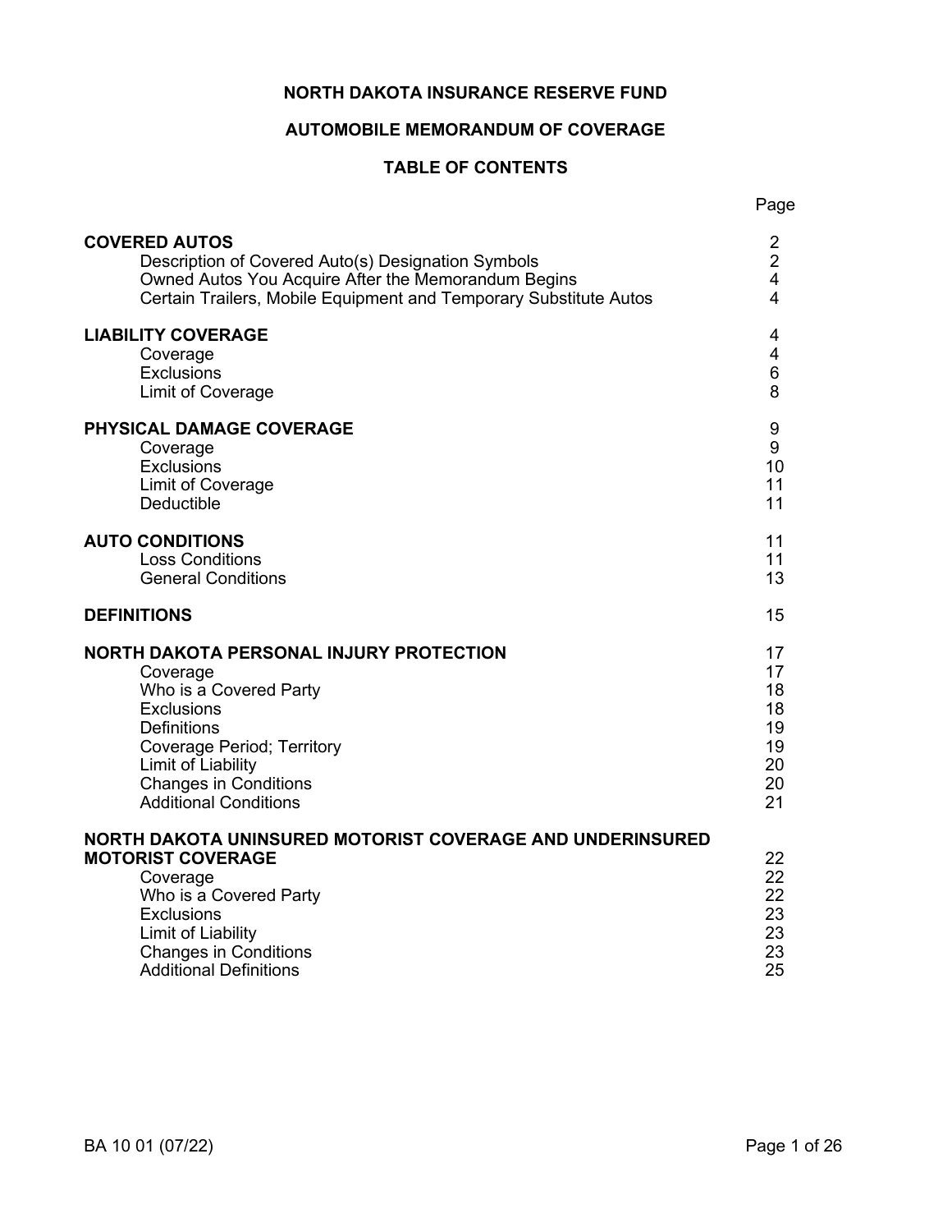# NORTH DAKOTA INSURANCE RESERVE FUND

## AUTOMOBILE MEMORANDUM OF COVERAGE

## TABLE OF CONTENTS

| | Page |
|---|---|
| **COVERED AUTOS** | 2 |
| Description of Covered Auto(s) Designation Symbols | 2 |
| Owned Autos You Acquire After the Memorandum Begins | 4 |
| Certain Trailers, Mobile Equipment and Temporary Substitute Autos | 4 |
| **LIABILITY COVERAGE** | 4 |
| Coverage | 4 |
| Exclusions | 6 |
| Limit of Coverage | 8 |
| **PHYSICAL DAMAGE COVERAGE** | 9 |
| Coverage | 9 |
| Exclusions | 10 |
| Limit of Coverage | 11 |
| Deductible | 11 |
| **AUTO CONDITIONS** | 11 |
| Loss Conditions | 11 |
| General Conditions | 13 |
| **DEFINITIONS** | 15 |
| **NORTH DAKOTA PERSONAL INJURY PROTECTION** | 17 |
| Coverage | 17 |
| Who is a Covered Party | 18 |
| Exclusions | 18 |
| Definitions | 19 |
| Coverage Period; Territory | 19 |
| Limit of Liability | 20 |
| Changes in Conditions | 20 |
| Additional Conditions | 21 |
| **NORTH DAKOTA UNINSURED MOTORIST COVERAGE AND UNDERINSURED MOTORIST COVERAGE** | 22 |
| Coverage | 22 |
| Who is a Covered Party | 22 |
| Exclusions | 23 |
| Limit of Liability | 23 |
| Changes in Conditions | 23 |
| Additional Definitions | 25 |

BA 10 01 (07/22)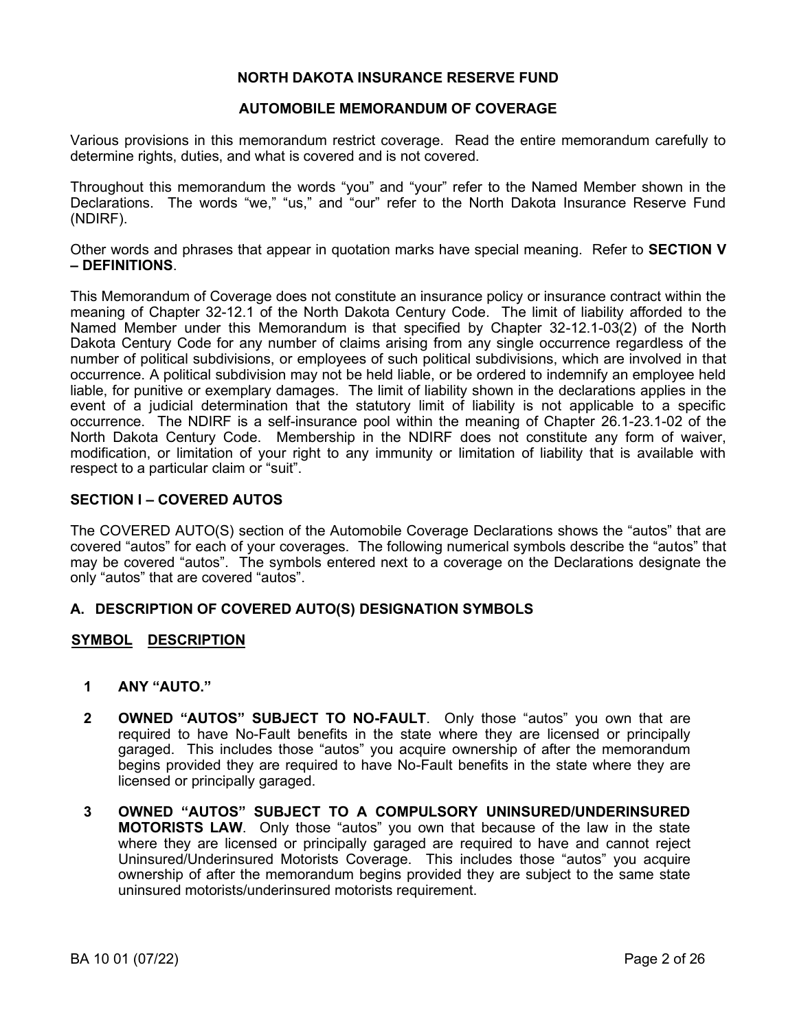# NORTH DAKOTA INSURANCE RESERVE FUND

## AUTOMOBILE MEMORANDUM OF COVERAGE

Various provisions in this memorandum restrict coverage. Read the entire memorandum carefully to determine rights, duties, and what is covered and is not covered.

Throughout this memorandum the words "you" and "your" refer to the Named Member shown in the Declarations. The words "we," "us," and "our" refer to the North Dakota Insurance Reserve Fund (NDIRF).

Other words and phrases that appear in quotation marks have special meaning. Refer to **SECTION V – DEFINITIONS**.

This Memorandum of Coverage does not constitute an insurance policy or insurance contract within the meaning of Chapter 32-12.1 of the North Dakota Century Code. The limit of liability afforded to the Named Member under this Memorandum is that specified by Chapter 32-12.1-03(2) of the North Dakota Century Code for any number of claims arising from any single occurrence regardless of the number of political subdivisions, or employees of such political subdivisions, which are involved in that occurrence. A political subdivision may not be held liable, or be ordered to indemnify an employee held liable, for punitive or exemplary damages. The limit of liability shown in the declarations applies in the event of a judicial determination that the statutory limit of liability is not applicable to a specific occurrence. The NDIRF is a self-insurance pool within the meaning of Chapter 26.1-23.1-02 of the North Dakota Century Code. Membership in the NDIRF does not constitute any form of waiver, modification, or limitation of your right to any immunity or limitation of liability that is available with respect to a particular claim or "suit".

### SECTION I – COVERED AUTOS

The COVERED AUTO(S) section of the Automobile Coverage Declarations shows the "autos" that are covered "autos" for each of your coverages. The following numerical symbols describe the "autos" that may be covered "autos". The symbols entered next to a coverage on the Declarations designate the only "autos" that are covered "autos".

#### A. DESCRIPTION OF COVERED AUTO(S) DESIGNATION SYMBOLS

**SYMBOL DESCRIPTION**

**1 ANY "AUTO."**

**2 OWNED "AUTOS" SUBJECT TO NO-FAULT**. Only those "autos" you own that are required to have No-Fault benefits in the state where they are licensed or principally garaged. This includes those "autos" you acquire ownership of after the memorandum begins provided they are required to have No-Fault benefits in the state where they are licensed or principally garaged.

**3 OWNED "AUTOS" SUBJECT TO A COMPULSORY UNINSURED/UNDERINSURED MOTORISTS LAW**. Only those "autos" you own that because of the law in the state where they are licensed or principally garaged are required to have and cannot reject Uninsured/Underinsured Motorists Coverage. This includes those "autos" you acquire ownership of after the memorandum begins provided they are subject to the same state uninsured motorists/underinsured motorists requirement.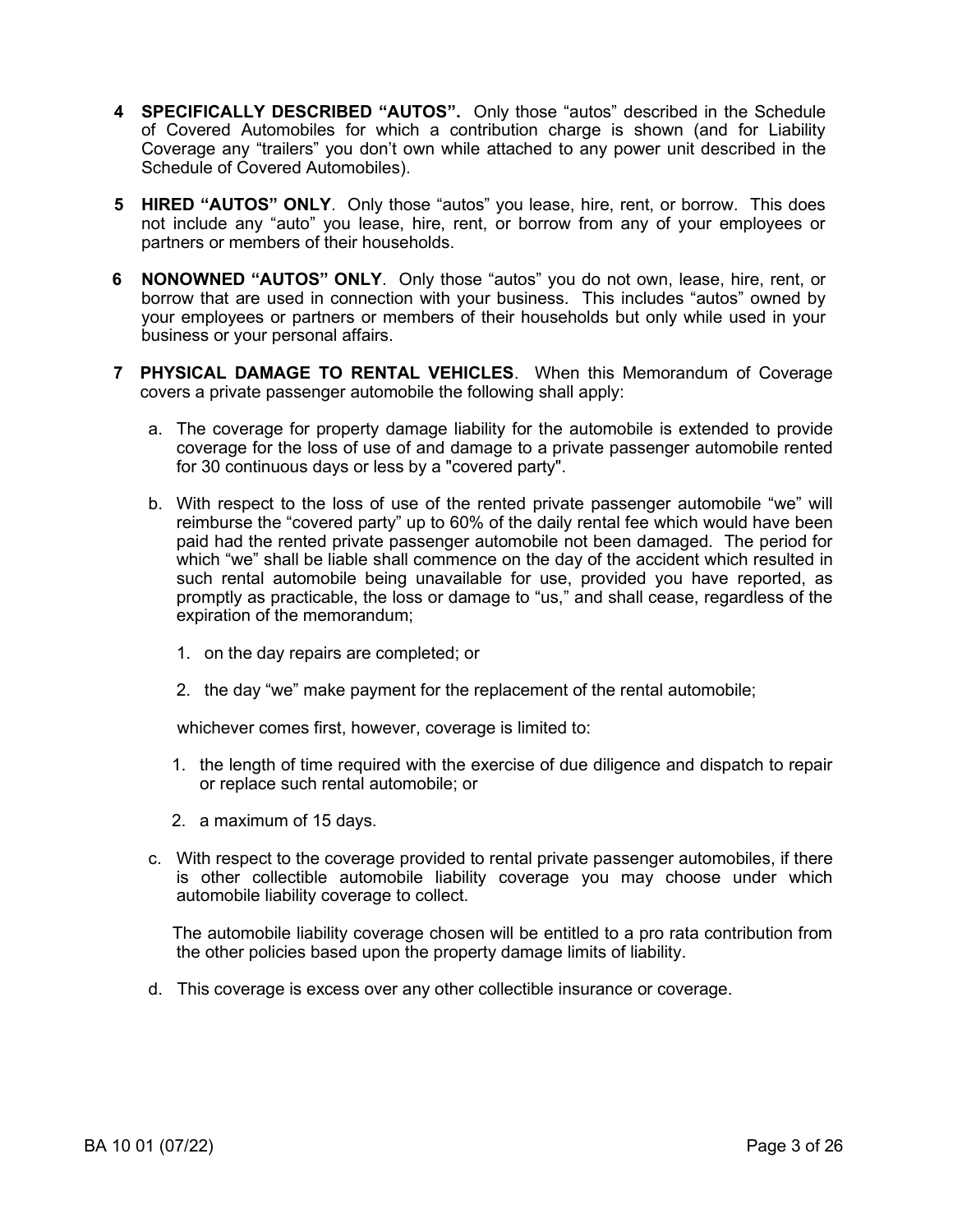**4 SPECIFICALLY DESCRIBED "AUTOS".** Only those "autos" described in the Schedule of Covered Automobiles for which a contribution charge is shown (and for Liability Coverage any "trailers" you don't own while attached to any power unit described in the Schedule of Covered Automobiles).

**5 HIRED "AUTOS" ONLY**. Only those "autos" you lease, hire, rent, or borrow. This does not include any "auto" you lease, hire, rent, or borrow from any of your employees or partners or members of their households.

**6 NONOWNED "AUTOS" ONLY**. Only those "autos" you do not own, lease, hire, rent, or borrow that are used in connection with your business. This includes "autos" owned by your employees or partners or members of their households but only while used in your business or your personal affairs.

**7 PHYSICAL DAMAGE TO RENTAL VEHICLES**. When this Memorandum of Coverage covers a private passenger automobile the following shall apply:

a. The coverage for property damage liability for the automobile is extended to provide coverage for the loss of use of and damage to a private passenger automobile rented for 30 continuous days or less by a "covered party".

b. With respect to the loss of use of the rented private passenger automobile "we" will reimburse the "covered party" up to 60% of the daily rental fee which would have been paid had the rented private passenger automobile not been damaged. The period for which "we" shall be liable shall commence on the day of the accident which resulted in such rental automobile being unavailable for use, provided you have reported, as promptly as practicable, the loss or damage to "us," and shall cease, regardless of the expiration of the memorandum;

   1. on the day repairs are completed; or

   2. the day "we" make payment for the replacement of the rental automobile;

   whichever comes first, however, coverage is limited to:

   1. the length of time required with the exercise of due diligence and dispatch to repair or replace such rental automobile; or

   2. a maximum of 15 days.

c. With respect to the coverage provided to rental private passenger automobiles, if there is other collectible automobile liability coverage you may choose under which automobile liability coverage to collect.

   The automobile liability coverage chosen will be entitled to a pro rata contribution from the other policies based upon the property damage limits of liability.

d. This coverage is excess over any other collectible insurance or coverage.

BA 10 01 (07/22)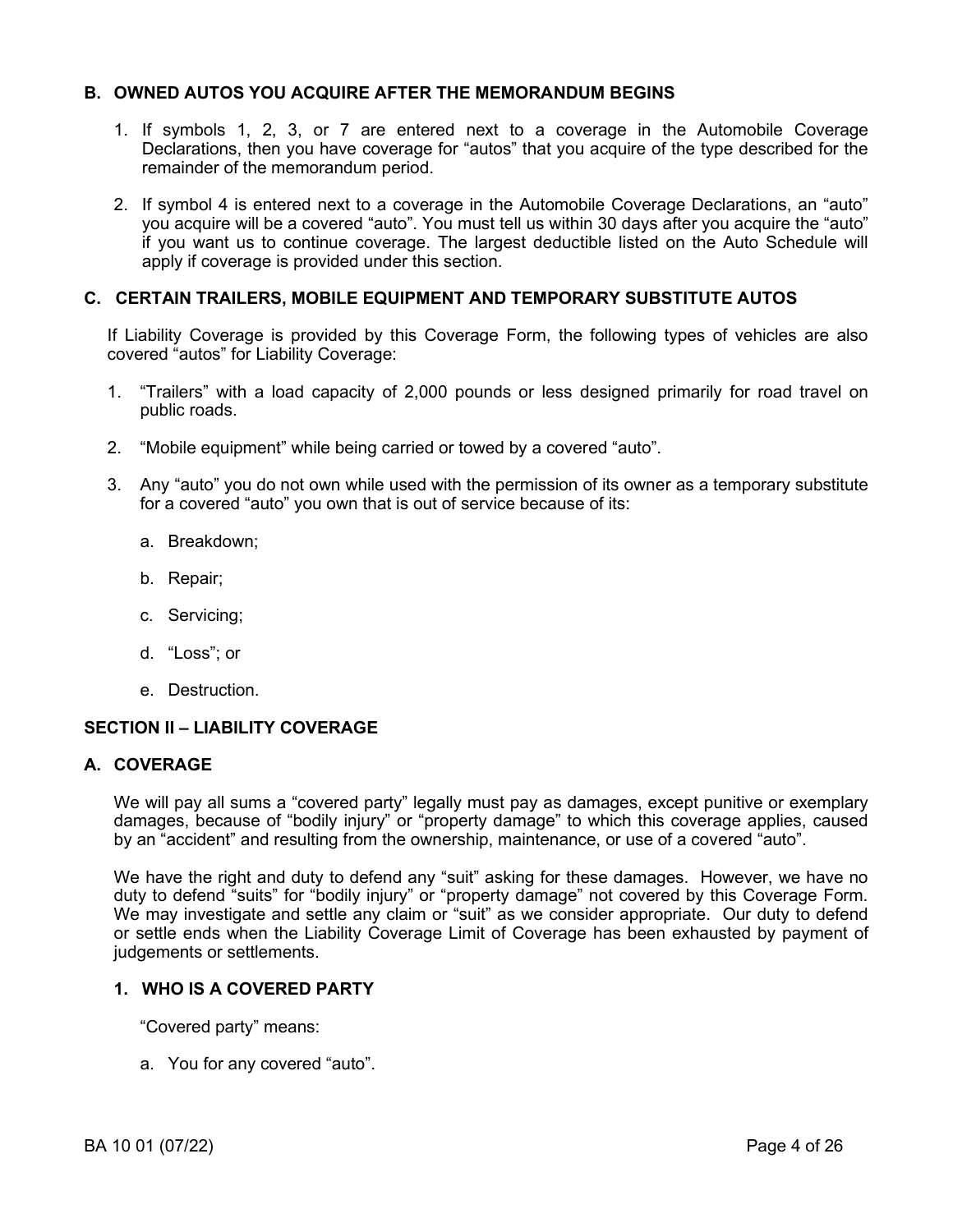### B. OWNED AUTOS YOU ACQUIRE AFTER THE MEMORANDUM BEGINS

1. If symbols 1, 2, 3, or 7 are entered next to a coverage in the Automobile Coverage Declarations, then you have coverage for "autos" that you acquire of the type described for the remainder of the memorandum period.

2. If symbol 4 is entered next to a coverage in the Automobile Coverage Declarations, an "auto" you acquire will be a covered "auto". You must tell us within 30 days after you acquire the "auto" if you want us to continue coverage. The largest deductible listed on the Auto Schedule will apply if coverage is provided under this section.

### C. CERTAIN TRAILERS, MOBILE EQUIPMENT AND TEMPORARY SUBSTITUTE AUTOS

If Liability Coverage is provided by this Coverage Form, the following types of vehicles are also covered "autos" for Liability Coverage:

1. "Trailers" with a load capacity of 2,000 pounds or less designed primarily for road travel on public roads.

2. "Mobile equipment" while being carried or towed by a covered "auto".

3. Any "auto" you do not own while used with the permission of its owner as a temporary substitute for a covered "auto" you own that is out of service because of its:

   a. Breakdown;

   b. Repair;

   c. Servicing;

   d. "Loss"; or

   e. Destruction.

## SECTION II – LIABILITY COVERAGE

### A. COVERAGE

We will pay all sums a "covered party" legally must pay as damages, except punitive or exemplary damages, because of "bodily injury" or "property damage" to which this coverage applies, caused by an "accident" and resulting from the ownership, maintenance, or use of a covered "auto".

We have the right and duty to defend any "suit" asking for these damages. However, we have no duty to defend "suits" for "bodily injury" or "property damage" not covered by this Coverage Form. We may investigate and settle any claim or "suit" as we consider appropriate. Our duty to defend or settle ends when the Liability Coverage Limit of Coverage has been exhausted by payment of judgements or settlements.

#### 1. WHO IS A COVERED PARTY

"Covered party" means:

a. You for any covered "auto".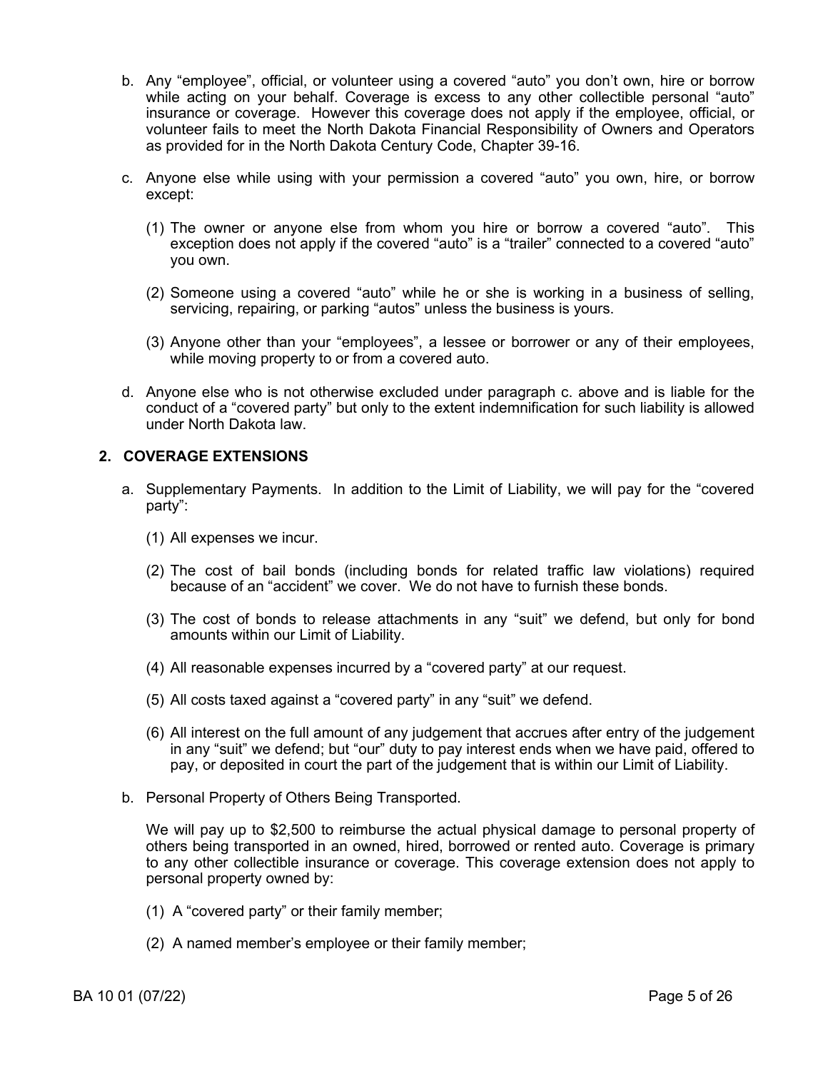b. Any "employee", official, or volunteer using a covered "auto" you don't own, hire or borrow while acting on your behalf. Coverage is excess to any other collectible personal "auto" insurance or coverage. However this coverage does not apply if the employee, official, or volunteer fails to meet the North Dakota Financial Responsibility of Owners and Operators as provided for in the North Dakota Century Code, Chapter 39-16.

c. Anyone else while using with your permission a covered "auto" you own, hire, or borrow except:

   (1) The owner or anyone else from whom you hire or borrow a covered "auto". This exception does not apply if the covered "auto" is a "trailer" connected to a covered "auto" you own.

   (2) Someone using a covered "auto" while he or she is working in a business of selling, servicing, repairing, or parking "autos" unless the business is yours.

   (3) Anyone other than your "employees", a lessee or borrower or any of their employees, while moving property to or from a covered auto.

d. Anyone else who is not otherwise excluded under paragraph c. above and is liable for the conduct of a "covered party" but only to the extent indemnification for such liability is allowed under North Dakota law.

## 2. COVERAGE EXTENSIONS

a. Supplementary Payments. In addition to the Limit of Liability, we will pay for the "covered party":

   (1) All expenses we incur.

   (2) The cost of bail bonds (including bonds for related traffic law violations) required because of an "accident" we cover. We do not have to furnish these bonds.

   (3) The cost of bonds to release attachments in any "suit" we defend, but only for bond amounts within our Limit of Liability.

   (4) All reasonable expenses incurred by a "covered party" at our request.

   (5) All costs taxed against a "covered party" in any "suit" we defend.

   (6) All interest on the full amount of any judgement that accrues after entry of the judgement in any "suit" we defend; but "our" duty to pay interest ends when we have paid, offered to pay, or deposited in court the part of the judgement that is within our Limit of Liability.

b. Personal Property of Others Being Transported.

   We will pay up to $2,500 to reimburse the actual physical damage to personal property of others being transported in an owned, hired, borrowed or rented auto. Coverage is primary to any other collectible insurance or coverage. This coverage extension does not apply to personal property owned by:

   (1) A "covered party" or their family member;

   (2) A named member's employee or their family member;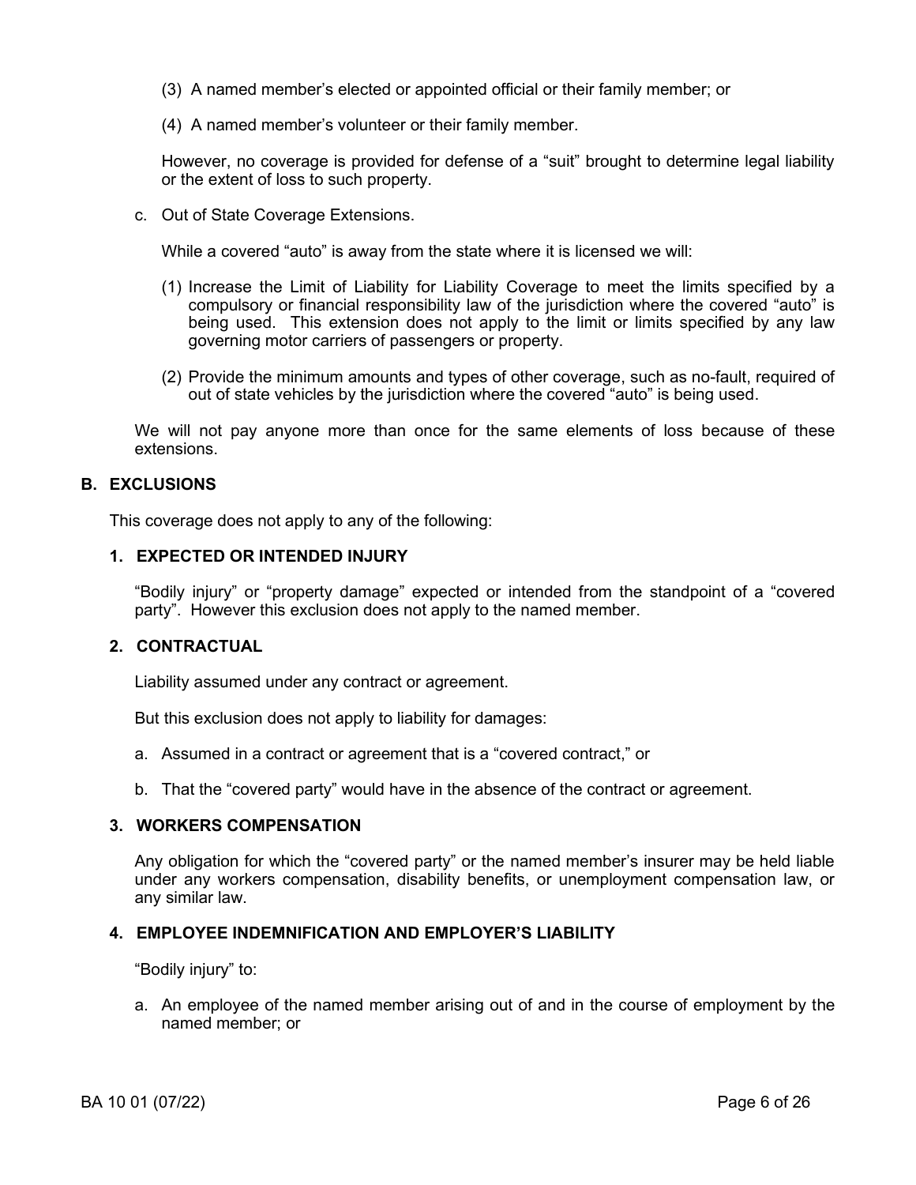(3) A named member's elected or appointed official or their family member; or

(4) A named member's volunteer or their family member.

However, no coverage is provided for defense of a "suit" brought to determine legal liability or the extent of loss to such property.

c. Out of State Coverage Extensions.

While a covered "auto" is away from the state where it is licensed we will:

(1) Increase the Limit of Liability for Liability Coverage to meet the limits specified by a compulsory or financial responsibility law of the jurisdiction where the covered "auto" is being used. This extension does not apply to the limit or limits specified by any law governing motor carriers of passengers or property.

(2) Provide the minimum amounts and types of other coverage, such as no-fault, required of out of state vehicles by the jurisdiction where the covered "auto" is being used.

We will not pay anyone more than once for the same elements of loss because of these extensions.

## B. EXCLUSIONS

This coverage does not apply to any of the following:

### 1. EXPECTED OR INTENDED INJURY

"Bodily injury" or "property damage" expected or intended from the standpoint of a "covered party". However this exclusion does not apply to the named member.

### 2. CONTRACTUAL

Liability assumed under any contract or agreement.

But this exclusion does not apply to liability for damages:

a. Assumed in a contract or agreement that is a "covered contract," or

b. That the "covered party" would have in the absence of the contract or agreement.

### 3. WORKERS COMPENSATION

Any obligation for which the "covered party" or the named member's insurer may be held liable under any workers compensation, disability benefits, or unemployment compensation law, or any similar law.

### 4. EMPLOYEE INDEMNIFICATION AND EMPLOYER'S LIABILITY

"Bodily injury" to:

a. An employee of the named member arising out of and in the course of employment by the named member; or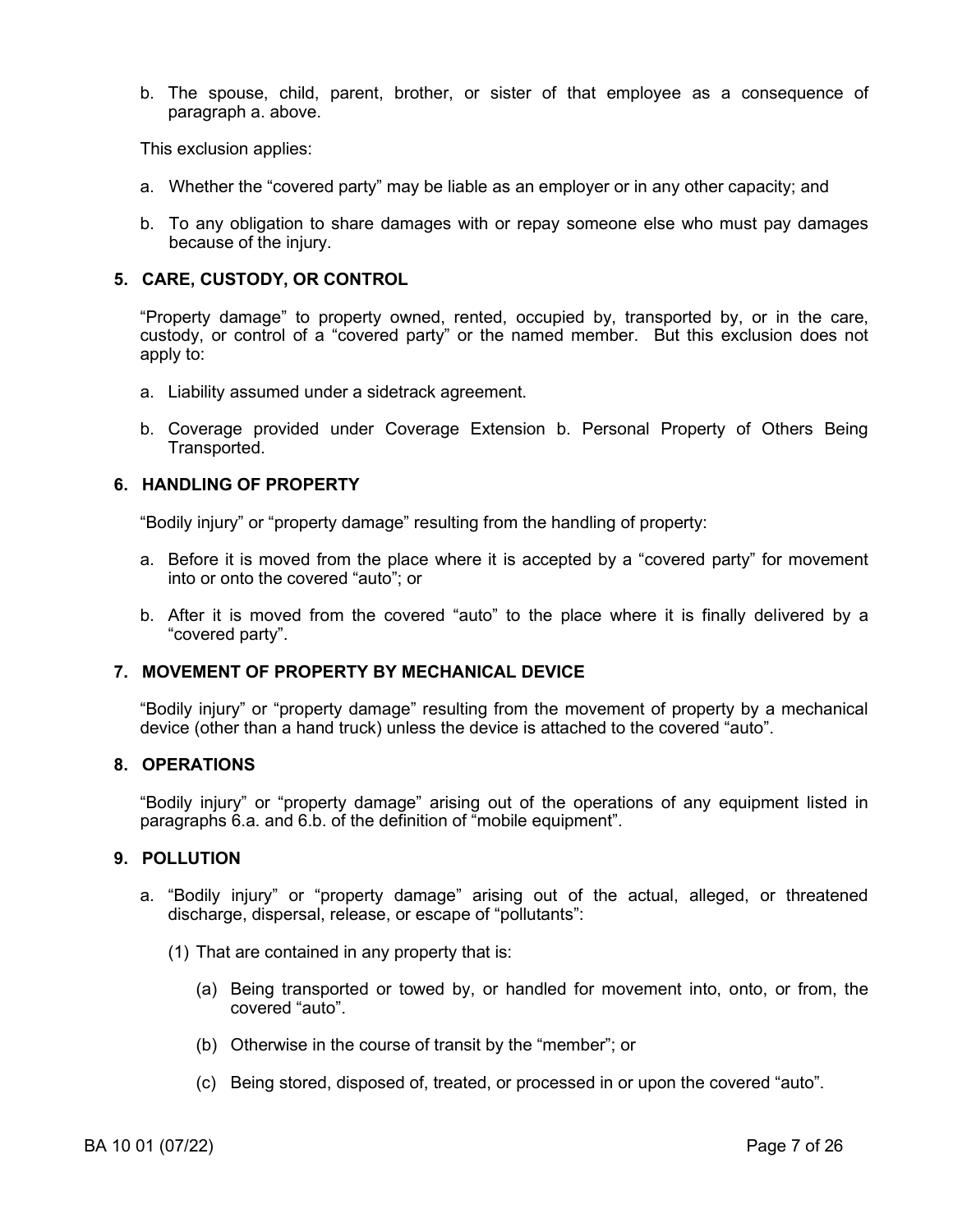b. The spouse, child, parent, brother, or sister of that employee as a consequence of paragraph a. above.

This exclusion applies:

a. Whether the “covered party” may be liable as an employer or in any other capacity; and

b. To any obligation to share damages with or repay someone else who must pay damages because of the injury.

### 5. CARE, CUSTODY, OR CONTROL

“Property damage” to property owned, rented, occupied by, transported by, or in the care, custody, or control of a “covered party” or the named member. But this exclusion does not apply to:

a. Liability assumed under a sidetrack agreement.

b. Coverage provided under Coverage Extension b. Personal Property of Others Being Transported.

### 6. HANDLING OF PROPERTY

“Bodily injury” or “property damage” resulting from the handling of property:

a. Before it is moved from the place where it is accepted by a “covered party” for movement into or onto the covered “auto”; or

b. After it is moved from the covered “auto” to the place where it is finally delivered by a “covered party”.

### 7. MOVEMENT OF PROPERTY BY MECHANICAL DEVICE

“Bodily injury” or “property damage” resulting from the movement of property by a mechanical device (other than a hand truck) unless the device is attached to the covered “auto”.

### 8. OPERATIONS

“Bodily injury” or “property damage” arising out of the operations of any equipment listed in paragraphs 6.a. and 6.b. of the definition of “mobile equipment”.

### 9. POLLUTION

a. “Bodily injury” or “property damage” arising out of the actual, alleged, or threatened discharge, dispersal, release, or escape of “pollutants”:

(1) That are contained in any property that is:

(a) Being transported or towed by, or handled for movement into, onto, or from, the covered “auto”.

(b) Otherwise in the course of transit by the “member”; or

(c) Being stored, disposed of, treated, or processed in or upon the covered “auto”.

BA 10 01 (07/22)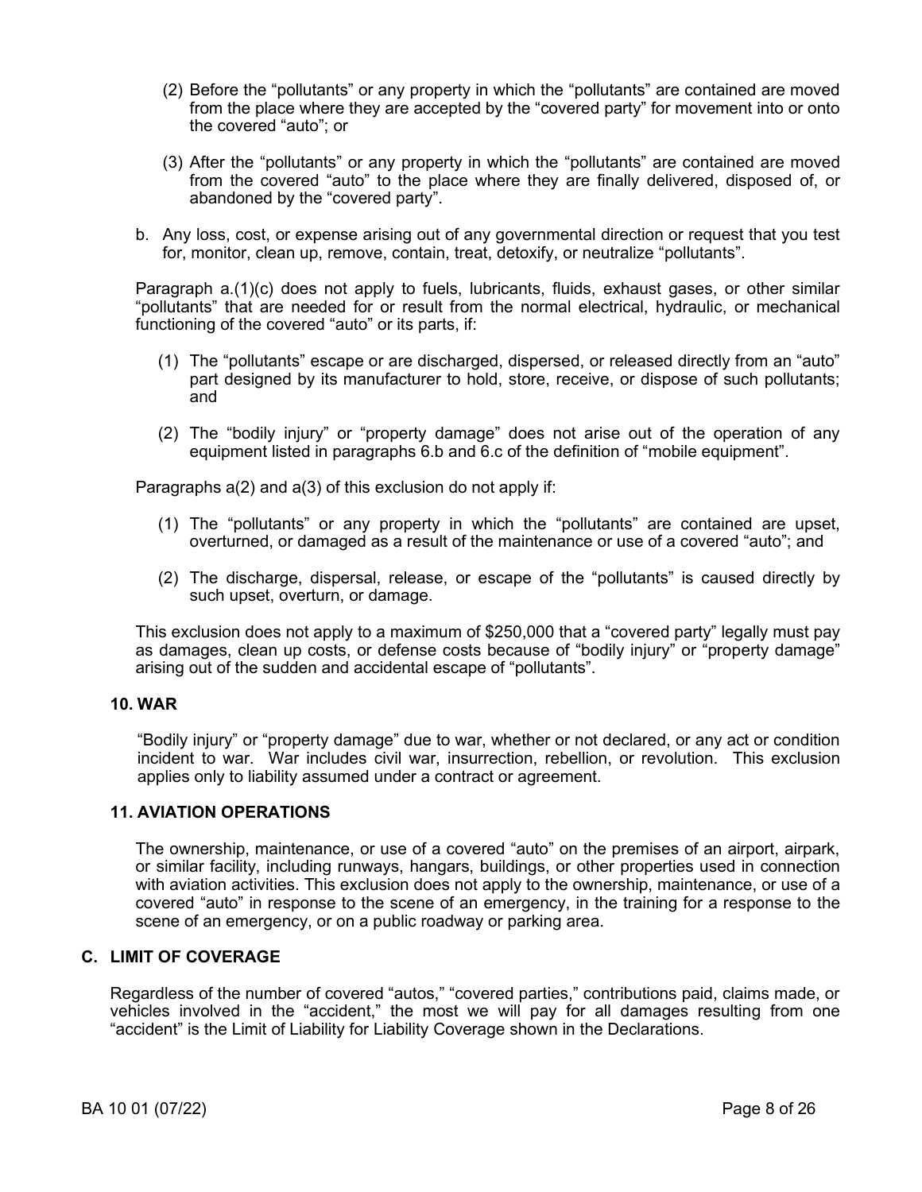(2) Before the "pollutants" or any property in which the "pollutants" are contained are moved from the place where they are accepted by the "covered party" for movement into or onto the covered "auto"; or

(3) After the "pollutants" or any property in which the "pollutants" are contained are moved from the covered "auto" to the place where they are finally delivered, disposed of, or abandoned by the "covered party".

b. Any loss, cost, or expense arising out of any governmental direction or request that you test for, monitor, clean up, remove, contain, treat, detoxify, or neutralize "pollutants".

Paragraph a.(1)(c) does not apply to fuels, lubricants, fluids, exhaust gases, or other similar "pollutants" that are needed for or result from the normal electrical, hydraulic, or mechanical functioning of the covered "auto" or its parts, if:

(1) The "pollutants" escape or are discharged, dispersed, or released directly from an "auto" part designed by its manufacturer to hold, store, receive, or dispose of such pollutants; and

(2) The "bodily injury" or "property damage" does not arise out of the operation of any equipment listed in paragraphs 6.b and 6.c of the definition of "mobile equipment".

Paragraphs a(2) and a(3) of this exclusion do not apply if:

(1) The "pollutants" or any property in which the "pollutants" are contained are upset, overturned, or damaged as a result of the maintenance or use of a covered "auto"; and

(2) The discharge, dispersal, release, or escape of the "pollutants" is caused directly by such upset, overturn, or damage.

This exclusion does not apply to a maximum of $250,000 that a "covered party" legally must pay as damages, clean up costs, or defense costs because of "bodily injury" or "property damage" arising out of the sudden and accidental escape of "pollutants".

### 10. WAR

"Bodily injury" or "property damage" due to war, whether or not declared, or any act or condition incident to war. War includes civil war, insurrection, rebellion, or revolution. This exclusion applies only to liability assumed under a contract or agreement.

### 11. AVIATION OPERATIONS

The ownership, maintenance, or use of a covered "auto" on the premises of an airport, airpark, or similar facility, including runways, hangars, buildings, or other properties used in connection with aviation activities. This exclusion does not apply to the ownership, maintenance, or use of a covered "auto" in response to the scene of an emergency, in the training for a response to the scene of an emergency, or on a public roadway or parking area.

## C. LIMIT OF COVERAGE

Regardless of the number of covered "autos," "covered parties," contributions paid, claims made, or vehicles involved in the "accident," the most we will pay for all damages resulting from one "accident" is the Limit of Liability for Liability Coverage shown in the Declarations.

BA 10 01 (07/22)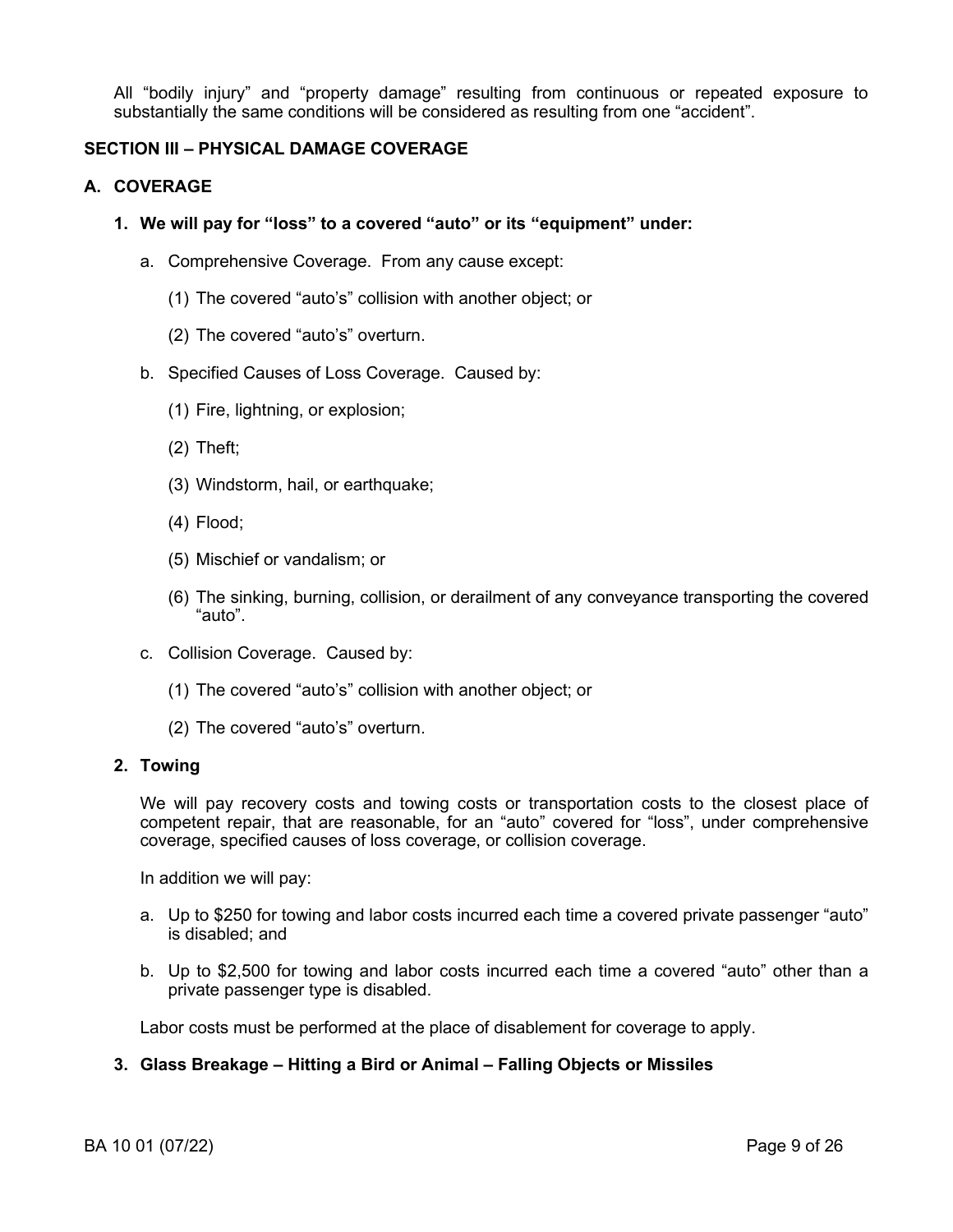All "bodily injury" and "property damage" resulting from continuous or repeated exposure to substantially the same conditions will be considered as resulting from one "accident".

## SECTION III – PHYSICAL DAMAGE COVERAGE

### A. COVERAGE

**1. We will pay for "loss" to a covered "auto" or its "equipment" under:**

a. Comprehensive Coverage. From any cause except:

(1) The covered "auto's" collision with another object; or

(2) The covered "auto's" overturn.

b. Specified Causes of Loss Coverage. Caused by:

(1) Fire, lightning, or explosion;

(2) Theft;

(3) Windstorm, hail, or earthquake;

(4) Flood;

(5) Mischief or vandalism; or

(6) The sinking, burning, collision, or derailment of any conveyance transporting the covered "auto".

c. Collision Coverage. Caused by:

(1) The covered "auto's" collision with another object; or

(2) The covered "auto's" overturn.

**2. Towing**

We will pay recovery costs and towing costs or transportation costs to the closest place of competent repair, that are reasonable, for an "auto" covered for "loss", under comprehensive coverage, specified causes of loss coverage, or collision coverage.

In addition we will pay:

a. Up to $250 for towing and labor costs incurred each time a covered private passenger "auto" is disabled; and

b. Up to $2,500 for towing and labor costs incurred each time a covered "auto" other than a private passenger type is disabled.

Labor costs must be performed at the place of disablement for coverage to apply.

**3. Glass Breakage – Hitting a Bird or Animal – Falling Objects or Missiles**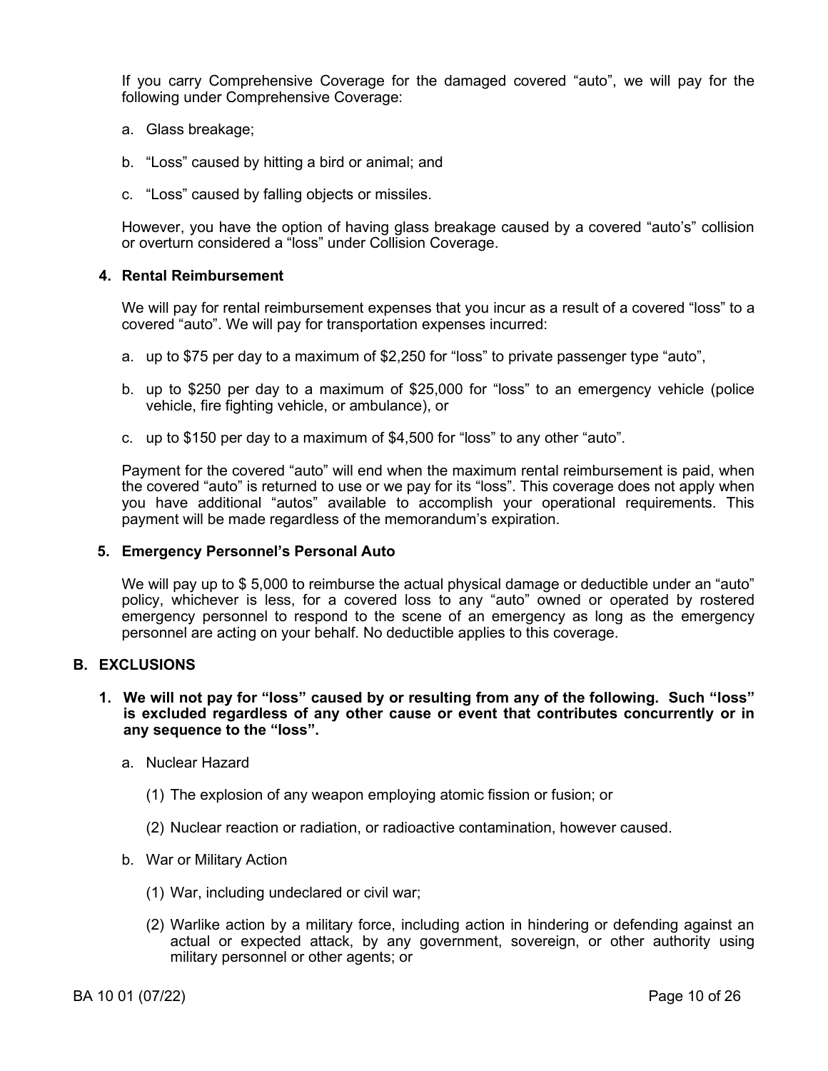If you carry Comprehensive Coverage for the damaged covered “auto”, we will pay for the following under Comprehensive Coverage:

a. Glass breakage;

b. “Loss” caused by hitting a bird or animal; and

c. “Loss” caused by falling objects or missiles.

However, you have the option of having glass breakage caused by a covered “auto’s” collision or overturn considered a “loss” under Collision Coverage.

**4. Rental Reimbursement**

We will pay for rental reimbursement expenses that you incur as a result of a covered “loss” to a covered “auto”. We will pay for transportation expenses incurred:

a. up to $75 per day to a maximum of $2,250 for “loss” to private passenger type “auto”,

b. up to $250 per day to a maximum of $25,000 for “loss” to an emergency vehicle (police vehicle, fire fighting vehicle, or ambulance), or

c. up to $150 per day to a maximum of $4,500 for “loss” to any other “auto”.

Payment for the covered “auto” will end when the maximum rental reimbursement is paid, when the covered “auto” is returned to use or we pay for its “loss”. This coverage does not apply when you have additional “autos” available to accomplish your operational requirements. This payment will be made regardless of the memorandum’s expiration.

**5. Emergency Personnel’s Personal Auto**

We will pay up to $ 5,000 to reimburse the actual physical damage or deductible under an “auto” policy, whichever is less, for a covered loss to any “auto” owned or operated by rostered emergency personnel to respond to the scene of an emergency as long as the emergency personnel are acting on your behalf. No deductible applies to this coverage.

## B. EXCLUSIONS

**1. We will not pay for “loss” caused by or resulting from any of the following. Such “loss” is excluded regardless of any other cause or event that contributes concurrently or in any sequence to the “loss”.**

a. Nuclear Hazard

(1) The explosion of any weapon employing atomic fission or fusion; or

(2) Nuclear reaction or radiation, or radioactive contamination, however caused.

b. War or Military Action

(1) War, including undeclared or civil war;

(2) Warlike action by a military force, including action in hindering or defending against an actual or expected attack, by any government, sovereign, or other authority using military personnel or other agents; or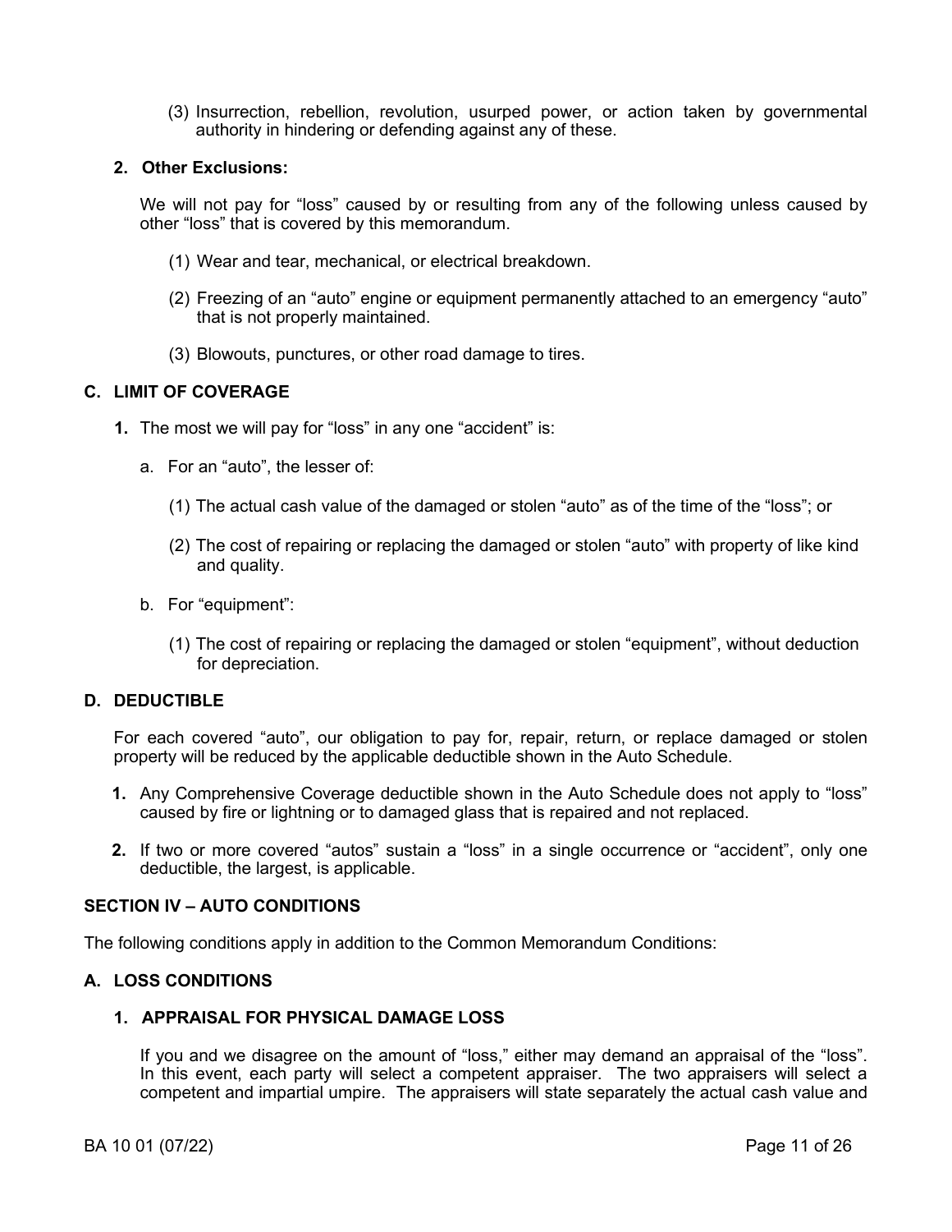(3) Insurrection, rebellion, revolution, usurped power, or action taken by governmental authority in hindering or defending against any of these.

**2. Other Exclusions:**

We will not pay for "loss" caused by or resulting from any of the following unless caused by other "loss" that is covered by this memorandum.

(1) Wear and tear, mechanical, or electrical breakdown.

(2) Freezing of an "auto" engine or equipment permanently attached to an emergency "auto" that is not properly maintained.

(3) Blowouts, punctures, or other road damage to tires.

## C. LIMIT OF COVERAGE

**1.** The most we will pay for "loss" in any one "accident" is:

a. For an "auto", the lesser of:

(1) The actual cash value of the damaged or stolen "auto" as of the time of the "loss"; or

(2) The cost of repairing or replacing the damaged or stolen "auto" with property of like kind and quality.

b. For "equipment":

(1) The cost of repairing or replacing the damaged or stolen "equipment", without deduction for depreciation.

## D. DEDUCTIBLE

For each covered "auto", our obligation to pay for, repair, return, or replace damaged or stolen property will be reduced by the applicable deductible shown in the Auto Schedule.

**1.** Any Comprehensive Coverage deductible shown in the Auto Schedule does not apply to "loss" caused by fire or lightning or to damaged glass that is repaired and not replaced.

**2.** If two or more covered "autos" sustain a "loss" in a single occurrence or "accident", only one deductible, the largest, is applicable.

## SECTION IV – AUTO CONDITIONS

The following conditions apply in addition to the Common Memorandum Conditions:

## A. LOSS CONDITIONS

### 1. APPRAISAL FOR PHYSICAL DAMAGE LOSS

If you and we disagree on the amount of "loss," either may demand an appraisal of the "loss". In this event, each party will select a competent appraiser. The two appraisers will select a competent and impartial umpire. The appraisers will state separately the actual cash value and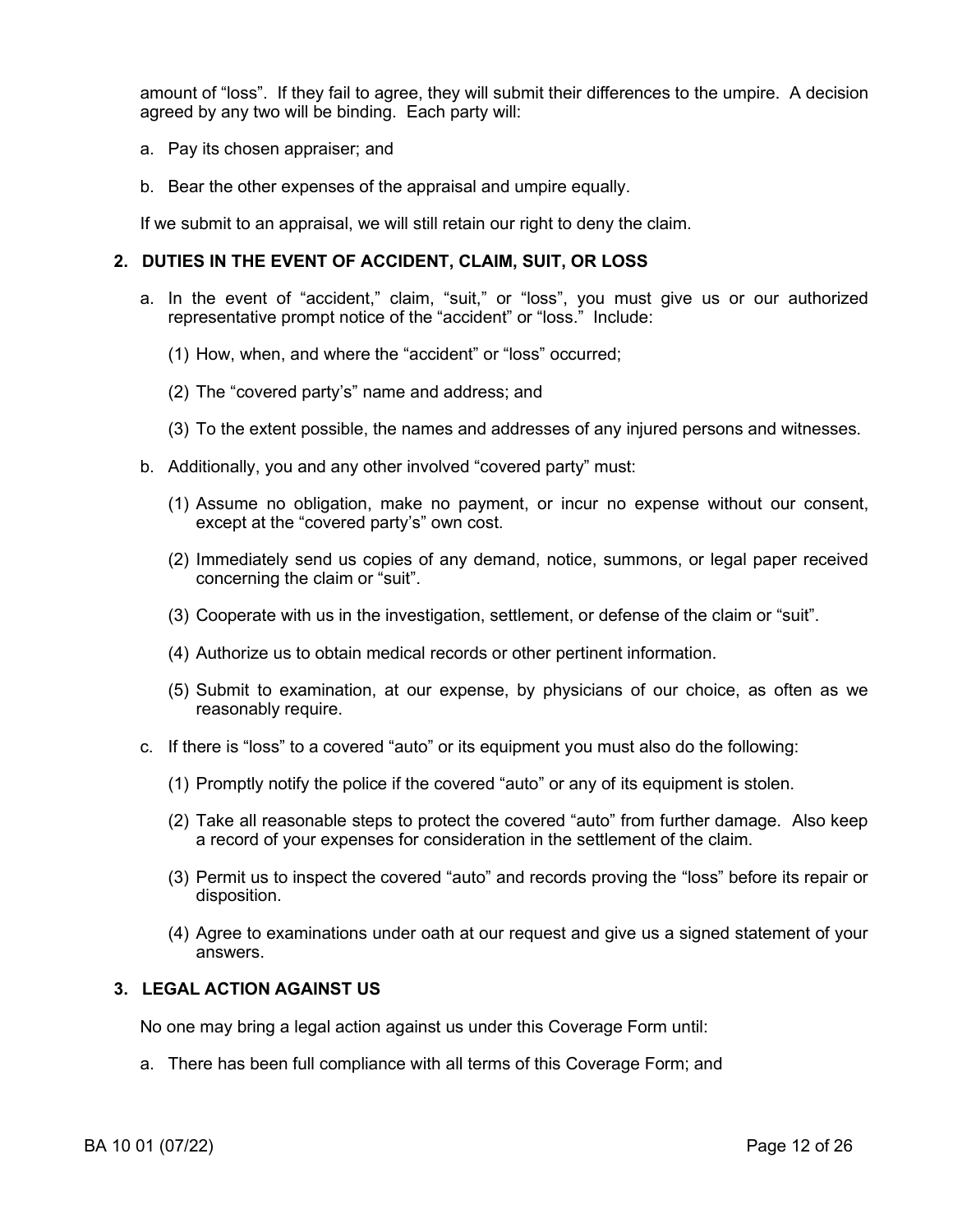amount of "loss". If they fail to agree, they will submit their differences to the umpire. A decision agreed by any two will be binding. Each party will:

a. Pay its chosen appraiser; and

b. Bear the other expenses of the appraisal and umpire equally.

If we submit to an appraisal, we will still retain our right to deny the claim.

**2. DUTIES IN THE EVENT OF ACCIDENT, CLAIM, SUIT, OR LOSS**

a. In the event of "accident," claim, "suit," or "loss", you must give us or our authorized representative prompt notice of the "accident" or "loss." Include:

(1) How, when, and where the "accident" or "loss" occurred;

(2) The "covered party's" name and address; and

(3) To the extent possible, the names and addresses of any injured persons and witnesses.

b. Additionally, you and any other involved "covered party" must:

(1) Assume no obligation, make no payment, or incur no expense without our consent, except at the "covered party's" own cost.

(2) Immediately send us copies of any demand, notice, summons, or legal paper received concerning the claim or "suit".

(3) Cooperate with us in the investigation, settlement, or defense of the claim or "suit".

(4) Authorize us to obtain medical records or other pertinent information.

(5) Submit to examination, at our expense, by physicians of our choice, as often as we reasonably require.

c. If there is "loss" to a covered "auto" or its equipment you must also do the following:

(1) Promptly notify the police if the covered "auto" or any of its equipment is stolen.

(2) Take all reasonable steps to protect the covered "auto" from further damage. Also keep a record of your expenses for consideration in the settlement of the claim.

(3) Permit us to inspect the covered "auto" and records proving the "loss" before its repair or disposition.

(4) Agree to examinations under oath at our request and give us a signed statement of your answers.

**3. LEGAL ACTION AGAINST US**

No one may bring a legal action against us under this Coverage Form until:

a. There has been full compliance with all terms of this Coverage Form; and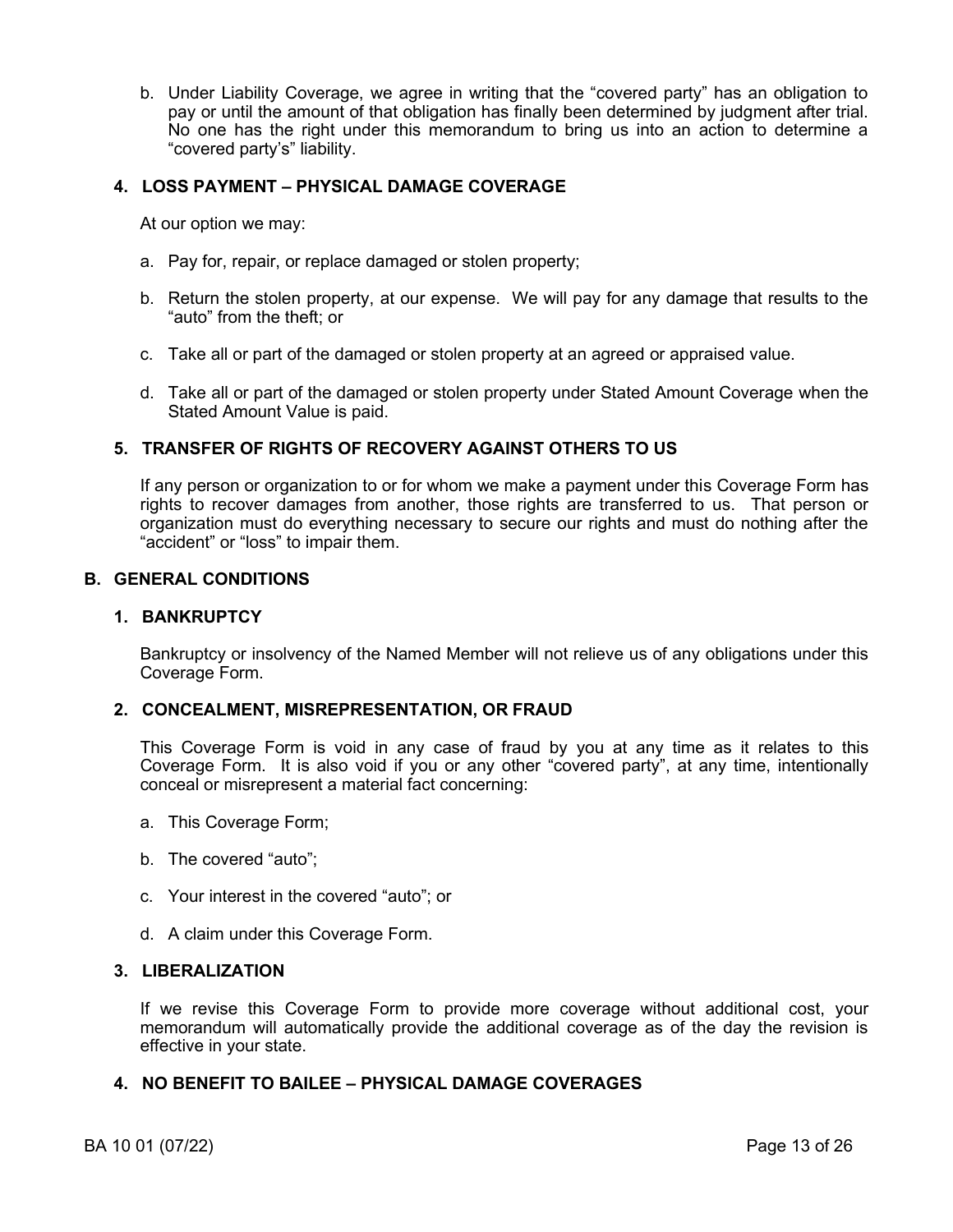b. Under Liability Coverage, we agree in writing that the "covered party" has an obligation to pay or until the amount of that obligation has finally been determined by judgment after trial. No one has the right under this memorandum to bring us into an action to determine a "covered party's" liability.

### 4. LOSS PAYMENT – PHYSICAL DAMAGE COVERAGE

At our option we may:

a. Pay for, repair, or replace damaged or stolen property;

b. Return the stolen property, at our expense. We will pay for any damage that results to the "auto" from the theft; or

c. Take all or part of the damaged or stolen property at an agreed or appraised value.

d. Take all or part of the damaged or stolen property under Stated Amount Coverage when the Stated Amount Value is paid.

### 5. TRANSFER OF RIGHTS OF RECOVERY AGAINST OTHERS TO US

If any person or organization to or for whom we make a payment under this Coverage Form has rights to recover damages from another, those rights are transferred to us. That person or organization must do everything necessary to secure our rights and must do nothing after the "accident" or "loss" to impair them.

## B. GENERAL CONDITIONS

### 1. BANKRUPTCY

Bankruptcy or insolvency of the Named Member will not relieve us of any obligations under this Coverage Form.

### 2. CONCEALMENT, MISREPRESENTATION, OR FRAUD

This Coverage Form is void in any case of fraud by you at any time as it relates to this Coverage Form. It is also void if you or any other "covered party", at any time, intentionally conceal or misrepresent a material fact concerning:

a. This Coverage Form;

b. The covered "auto";

c. Your interest in the covered "auto"; or

d. A claim under this Coverage Form.

### 3. LIBERALIZATION

If we revise this Coverage Form to provide more coverage without additional cost, your memorandum will automatically provide the additional coverage as of the day the revision is effective in your state.

### 4. NO BENEFIT TO BAILEE – PHYSICAL DAMAGE COVERAGES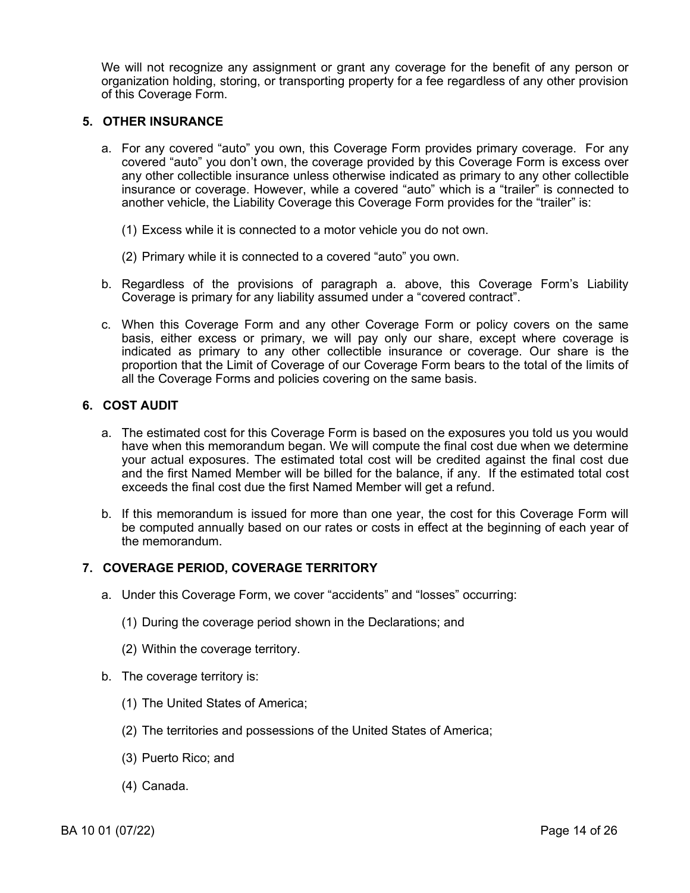We will not recognize any assignment or grant any coverage for the benefit of any person or organization holding, storing, or transporting property for a fee regardless of any other provision of this Coverage Form.

### 5. OTHER INSURANCE

a. For any covered "auto" you own, this Coverage Form provides primary coverage. For any covered "auto" you don't own, the coverage provided by this Coverage Form is excess over any other collectible insurance unless otherwise indicated as primary to any other collectible insurance or coverage. However, while a covered "auto" which is a "trailer" is connected to another vehicle, the Liability Coverage this Coverage Form provides for the "trailer" is:

   (1) Excess while it is connected to a motor vehicle you do not own.

   (2) Primary while it is connected to a covered "auto" you own.

b. Regardless of the provisions of paragraph a. above, this Coverage Form's Liability Coverage is primary for any liability assumed under a "covered contract".

c. When this Coverage Form and any other Coverage Form or policy covers on the same basis, either excess or primary, we will pay only our share, except where coverage is indicated as primary to any other collectible insurance or coverage. Our share is the proportion that the Limit of Coverage of our Coverage Form bears to the total of the limits of all the Coverage Forms and policies covering on the same basis.

### 6. COST AUDIT

a. The estimated cost for this Coverage Form is based on the exposures you told us you would have when this memorandum began. We will compute the final cost due when we determine your actual exposures. The estimated total cost will be credited against the final cost due and the first Named Member will be billed for the balance, if any. If the estimated total cost exceeds the final cost due the first Named Member will get a refund.

b. If this memorandum is issued for more than one year, the cost for this Coverage Form will be computed annually based on our rates or costs in effect at the beginning of each year of the memorandum.

### 7. COVERAGE PERIOD, COVERAGE TERRITORY

a. Under this Coverage Form, we cover "accidents" and "losses" occurring:

   (1) During the coverage period shown in the Declarations; and

   (2) Within the coverage territory.

b. The coverage territory is:

   (1) The United States of America;

   (2) The territories and possessions of the United States of America;

   (3) Puerto Rico; and

   (4) Canada.

BA 10 01 (07/22)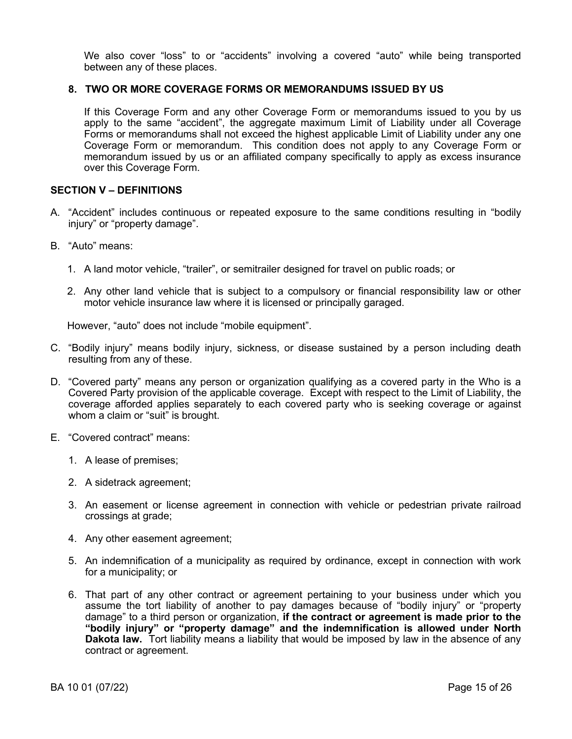We also cover "loss" to or "accidents" involving a covered "auto" while being transported between any of these places.

### 8. TWO OR MORE COVERAGE FORMS OR MEMORANDUMS ISSUED BY US

If this Coverage Form and any other Coverage Form or memorandums issued to you by us apply to the same "accident", the aggregate maximum Limit of Liability under all Coverage Forms or memorandums shall not exceed the highest applicable Limit of Liability under any one Coverage Form or memorandum. This condition does not apply to any Coverage Form or memorandum issued by us or an affiliated company specifically to apply as excess insurance over this Coverage Form.

## SECTION V – DEFINITIONS

A. "Accident" includes continuous or repeated exposure to the same conditions resulting in "bodily injury" or "property damage".

B. "Auto" means:

   1. A land motor vehicle, "trailer", or semitrailer designed for travel on public roads; or

   2. Any other land vehicle that is subject to a compulsory or financial responsibility law or other motor vehicle insurance law where it is licensed or principally garaged.

   However, "auto" does not include "mobile equipment".

C. "Bodily injury" means bodily injury, sickness, or disease sustained by a person including death resulting from any of these.

D. "Covered party" means any person or organization qualifying as a covered party in the Who is a Covered Party provision of the applicable coverage. Except with respect to the Limit of Liability, the coverage afforded applies separately to each covered party who is seeking coverage or against whom a claim or "suit" is brought.

E. "Covered contract" means:

   1. A lease of premises;

   2. A sidetrack agreement;

   3. An easement or license agreement in connection with vehicle or pedestrian private railroad crossings at grade;

   4. Any other easement agreement;

   5. An indemnification of a municipality as required by ordinance, except in connection with work for a municipality; or

   6. That part of any other contract or agreement pertaining to your business under which you assume the tort liability of another to pay damages because of "bodily injury" or "property damage" to a third person or organization, **if the contract or agreement is made prior to the "bodily injury" or "property damage" and the indemnification is allowed under North Dakota law.** Tort liability means a liability that would be imposed by law in the absence of any contract or agreement.

BA 10 01 (07/22)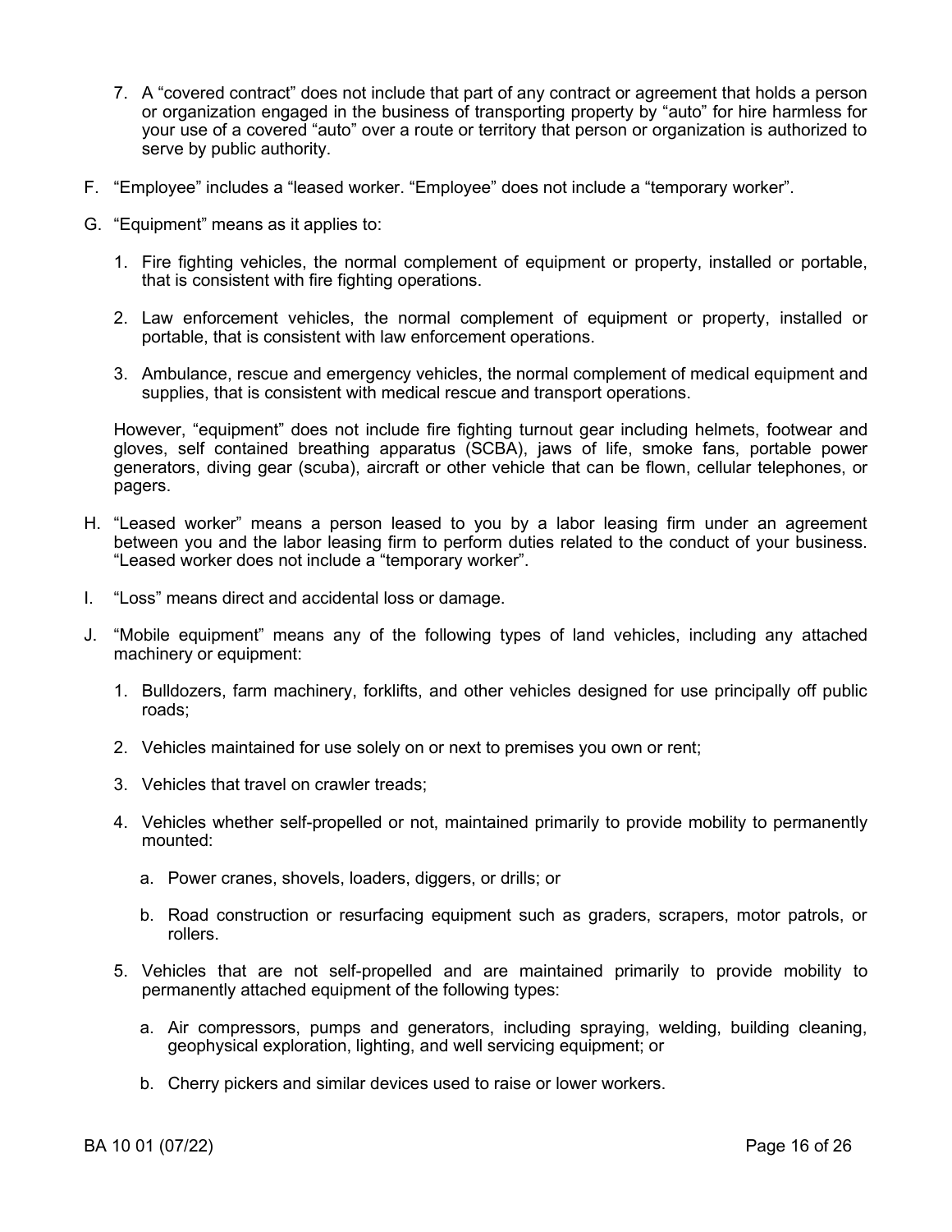7. A "covered contract" does not include that part of any contract or agreement that holds a person or organization engaged in the business of transporting property by "auto" for hire harmless for your use of a covered "auto" over a route or territory that person or organization is authorized to serve by public authority.

F. "Employee" includes a "leased worker. "Employee" does not include a "temporary worker".

G. "Equipment" means as it applies to:

   1. Fire fighting vehicles, the normal complement of equipment or property, installed or portable, that is consistent with fire fighting operations.

   2. Law enforcement vehicles, the normal complement of equipment or property, installed or portable, that is consistent with law enforcement operations.

   3. Ambulance, rescue and emergency vehicles, the normal complement of medical equipment and supplies, that is consistent with medical rescue and transport operations.

   However, "equipment" does not include fire fighting turnout gear including helmets, footwear and gloves, self contained breathing apparatus (SCBA), jaws of life, smoke fans, portable power generators, diving gear (scuba), aircraft or other vehicle that can be flown, cellular telephones, or pagers.

H. "Leased worker" means a person leased to you by a labor leasing firm under an agreement between you and the labor leasing firm to perform duties related to the conduct of your business. "Leased worker does not include a "temporary worker".

I. "Loss" means direct and accidental loss or damage.

J. "Mobile equipment" means any of the following types of land vehicles, including any attached machinery or equipment:

   1. Bulldozers, farm machinery, forklifts, and other vehicles designed for use principally off public roads;

   2. Vehicles maintained for use solely on or next to premises you own or rent;

   3. Vehicles that travel on crawler treads;

   4. Vehicles whether self-propelled or not, maintained primarily to provide mobility to permanently mounted:

      a. Power cranes, shovels, loaders, diggers, or drills; or

      b. Road construction or resurfacing equipment such as graders, scrapers, motor patrols, or rollers.

   5. Vehicles that are not self-propelled and are maintained primarily to provide mobility to permanently attached equipment of the following types:

      a. Air compressors, pumps and generators, including spraying, welding, building cleaning, geophysical exploration, lighting, and well servicing equipment; or

      b. Cherry pickers and similar devices used to raise or lower workers.

BA 10 01 (07/22)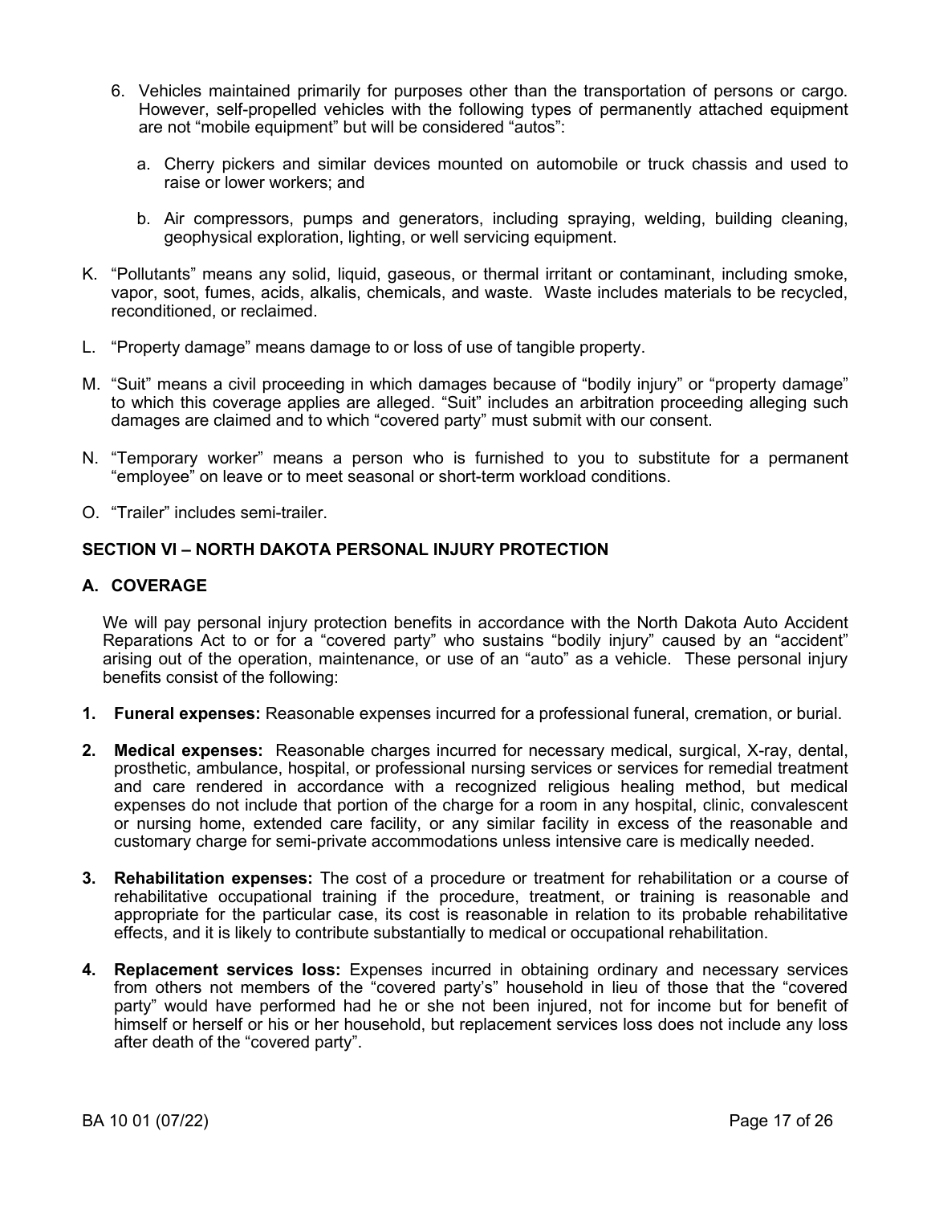6. Vehicles maintained primarily for purposes other than the transportation of persons or cargo. However, self-propelled vehicles with the following types of permanently attached equipment are not "mobile equipment" but will be considered "autos":

   a. Cherry pickers and similar devices mounted on automobile or truck chassis and used to raise or lower workers; and

   b. Air compressors, pumps and generators, including spraying, welding, building cleaning, geophysical exploration, lighting, or well servicing equipment.

K. "Pollutants" means any solid, liquid, gaseous, or thermal irritant or contaminant, including smoke, vapor, soot, fumes, acids, alkalis, chemicals, and waste. Waste includes materials to be recycled, reconditioned, or reclaimed.

L. "Property damage" means damage to or loss of use of tangible property.

M. "Suit" means a civil proceeding in which damages because of "bodily injury" or "property damage" to which this coverage applies are alleged. "Suit" includes an arbitration proceeding alleging such damages are claimed and to which "covered party" must submit with our consent.

N. "Temporary worker" means a person who is furnished to you to substitute for a permanent "employee" on leave or to meet seasonal or short-term workload conditions.

O. "Trailer" includes semi-trailer.

## SECTION VI – NORTH DAKOTA PERSONAL INJURY PROTECTION

### A. COVERAGE

We will pay personal injury protection benefits in accordance with the North Dakota Auto Accident Reparations Act to or for a "covered party" who sustains "bodily injury" caused by an "accident" arising out of the operation, maintenance, or use of an "auto" as a vehicle. These personal injury benefits consist of the following:

1. **Funeral expenses:** Reasonable expenses incurred for a professional funeral, cremation, or burial.

2. **Medical expenses:** Reasonable charges incurred for necessary medical, surgical, X-ray, dental, prosthetic, ambulance, hospital, or professional nursing services or services for remedial treatment and care rendered in accordance with a recognized religious healing method, but medical expenses do not include that portion of the charge for a room in any hospital, clinic, convalescent or nursing home, extended care facility, or any similar facility in excess of the reasonable and customary charge for semi-private accommodations unless intensive care is medically needed.

3. **Rehabilitation expenses:** The cost of a procedure or treatment for rehabilitation or a course of rehabilitative occupational training if the procedure, treatment, or training is reasonable and appropriate for the particular case, its cost is reasonable in relation to its probable rehabilitative effects, and it is likely to contribute substantially to medical or occupational rehabilitation.

4. **Replacement services loss:** Expenses incurred in obtaining ordinary and necessary services from others not members of the "covered party's" household in lieu of those that the "covered party" would have performed had he or she not been injured, not for income but for benefit of himself or herself or his or her household, but replacement services loss does not include any loss after death of the "covered party".

BA 10 01 (07/22)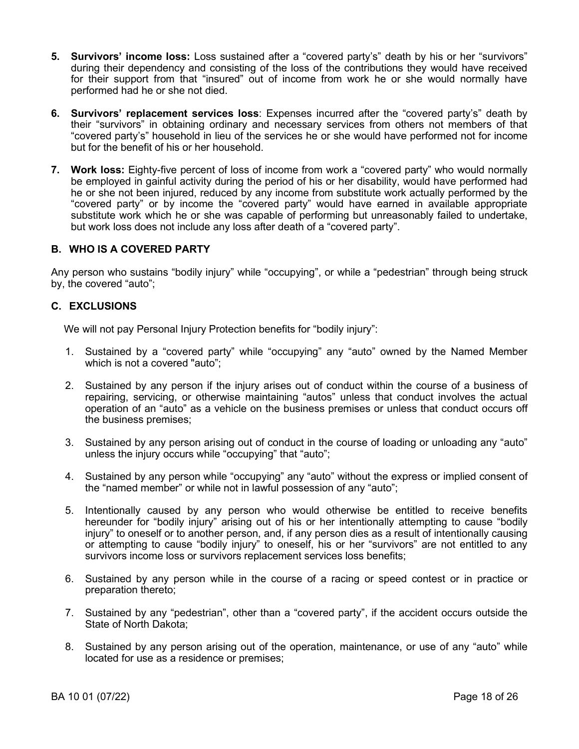5. **Survivors' income loss:** Loss sustained after a "covered party's" death by his or her "survivors" during their dependency and consisting of the loss of the contributions they would have received for their support from that "insured" out of income from work he or she would normally have performed had he or she not died.

6. **Survivors' replacement services loss**: Expenses incurred after the "covered party's" death by their "survivors" in obtaining ordinary and necessary services from others not members of that "covered party's" household in lieu of the services he or she would have performed not for income but for the benefit of his or her household.

7. **Work loss:** Eighty-five percent of loss of income from work a "covered party" who would normally be employed in gainful activity during the period of his or her disability, would have performed had he or she not been injured, reduced by any income from substitute work actually performed by the "covered party" or by income the "covered party" would have earned in available appropriate substitute work which he or she was capable of performing but unreasonably failed to undertake, but work loss does not include any loss after death of a "covered party".

## B. WHO IS A COVERED PARTY

Any person who sustains "bodily injury" while "occupying", or while a "pedestrian" through being struck by, the covered "auto";

## C. EXCLUSIONS

We will not pay Personal Injury Protection benefits for "bodily injury":

1. Sustained by a "covered party" while "occupying" any "auto" owned by the Named Member which is not a covered "auto";
2. Sustained by any person if the injury arises out of conduct within the course of a business of repairing, servicing, or otherwise maintaining "autos" unless that conduct involves the actual operation of an "auto" as a vehicle on the business premises or unless that conduct occurs off the business premises;
3. Sustained by any person arising out of conduct in the course of loading or unloading any "auto" unless the injury occurs while "occupying" that "auto";
4. Sustained by any person while "occupying" any "auto" without the express or implied consent of the "named member" or while not in lawful possession of any "auto";
5. Intentionally caused by any person who would otherwise be entitled to receive benefits hereunder for "bodily injury" arising out of his or her intentionally attempting to cause "bodily injury" to oneself or to another person, and, if any person dies as a result of intentionally causing or attempting to cause "bodily injury" to oneself, his or her "survivors" are not entitled to any survivors income loss or survivors replacement services loss benefits;
6. Sustained by any person while in the course of a racing or speed contest or in practice or preparation thereto;
7. Sustained by any "pedestrian", other than a "covered party", if the accident occurs outside the State of North Dakota;
8. Sustained by any person arising out of the operation, maintenance, or use of any "auto" while located for use as a residence or premises;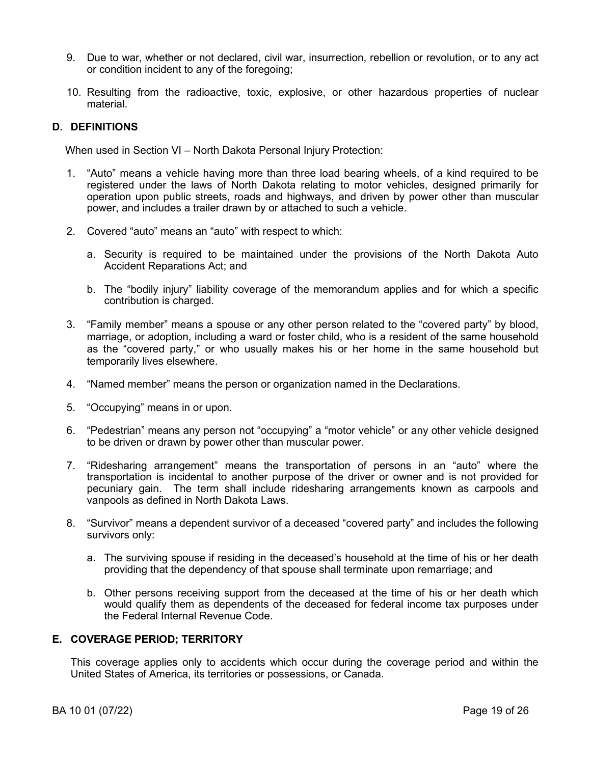9. Due to war, whether or not declared, civil war, insurrection, rebellion or revolution, or to any act or condition incident to any of the foregoing;

10. Resulting from the radioactive, toxic, explosive, or other hazardous properties of nuclear material.

## D. DEFINITIONS

When used in Section VI – North Dakota Personal Injury Protection:

1. "Auto" means a vehicle having more than three load bearing wheels, of a kind required to be registered under the laws of North Dakota relating to motor vehicles, designed primarily for operation upon public streets, roads and highways, and driven by power other than muscular power, and includes a trailer drawn by or attached to such a vehicle.

2. Covered "auto" means an "auto" with respect to which:

   a. Security is required to be maintained under the provisions of the North Dakota Auto Accident Reparations Act; and

   b. The "bodily injury" liability coverage of the memorandum applies and for which a specific contribution is charged.

3. "Family member" means a spouse or any other person related to the "covered party" by blood, marriage, or adoption, including a ward or foster child, who is a resident of the same household as the "covered party," or who usually makes his or her home in the same household but temporarily lives elsewhere.

4. "Named member" means the person or organization named in the Declarations.

5. "Occupying" means in or upon.

6. "Pedestrian" means any person not "occupying" a "motor vehicle" or any other vehicle designed to be driven or drawn by power other than muscular power.

7. "Ridesharing arrangement" means the transportation of persons in an "auto" where the transportation is incidental to another purpose of the driver or owner and is not provided for pecuniary gain. The term shall include ridesharing arrangements known as carpools and vanpools as defined in North Dakota Laws.

8. "Survivor" means a dependent survivor of a deceased "covered party" and includes the following survivors only:

   a. The surviving spouse if residing in the deceased's household at the time of his or her death providing that the dependency of that spouse shall terminate upon remarriage; and

   b. Other persons receiving support from the deceased at the time of his or her death which would qualify them as dependents of the deceased for federal income tax purposes under the Federal Internal Revenue Code.

## E. COVERAGE PERIOD; TERRITORY

This coverage applies only to accidents which occur during the coverage period and within the United States of America, its territories or possessions, or Canada.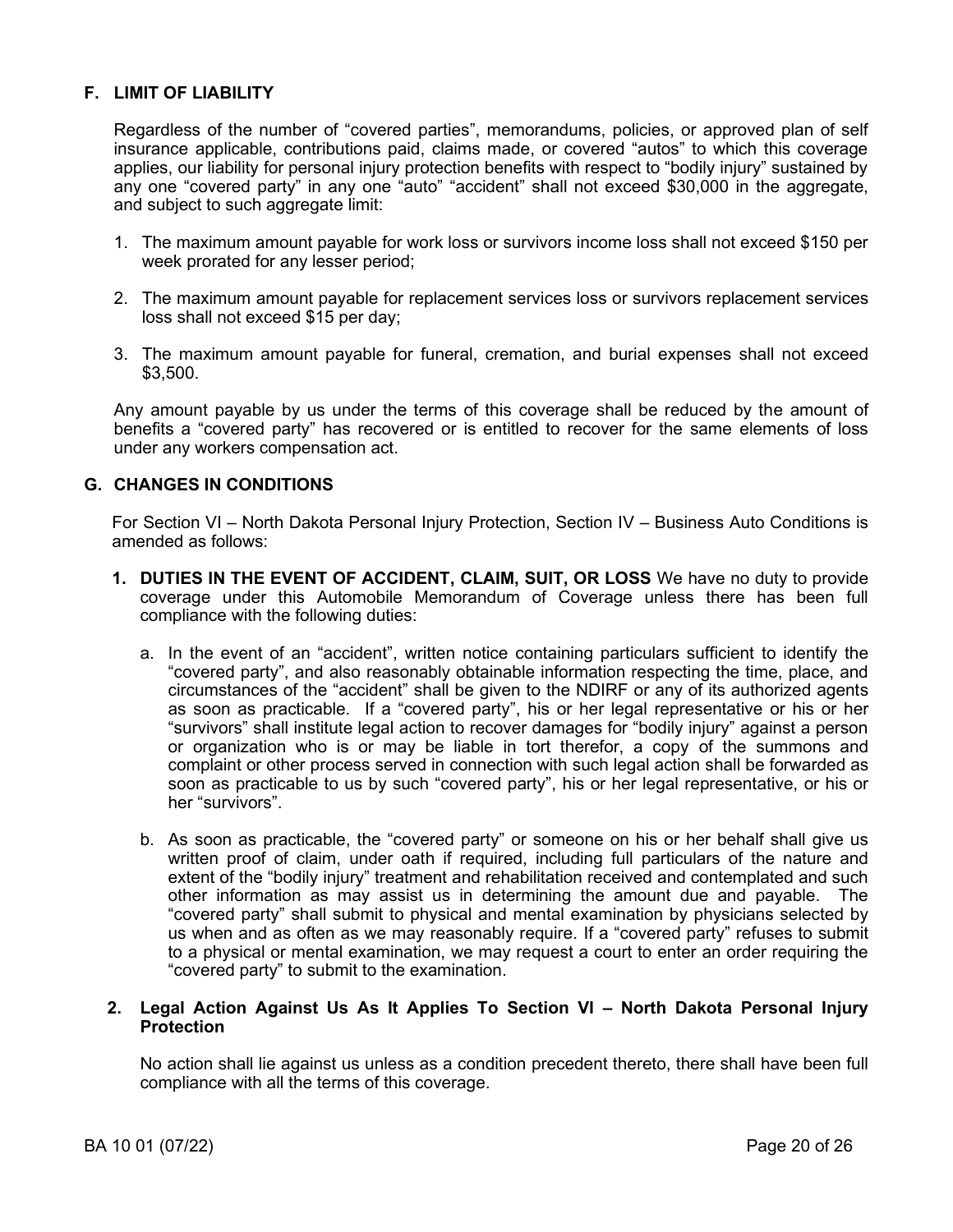## F. LIMIT OF LIABILITY

Regardless of the number of "covered parties", memorandums, policies, or approved plan of self insurance applicable, contributions paid, claims made, or covered "autos" to which this coverage applies, our liability for personal injury protection benefits with respect to "bodily injury" sustained by any one "covered party" in any one "auto" "accident" shall not exceed $30,000 in the aggregate, and subject to such aggregate limit:

1. The maximum amount payable for work loss or survivors income loss shall not exceed $150 per week prorated for any lesser period;
2. The maximum amount payable for replacement services loss or survivors replacement services loss shall not exceed $15 per day;
3. The maximum amount payable for funeral, cremation, and burial expenses shall not exceed $3,500.

Any amount payable by us under the terms of this coverage shall be reduced by the amount of benefits a "covered party" has recovered or is entitled to recover for the same elements of loss under any workers compensation act.

## G. CHANGES IN CONDITIONS

For Section VI – North Dakota Personal Injury Protection, Section IV – Business Auto Conditions is amended as follows:

1. **DUTIES IN THE EVENT OF ACCIDENT, CLAIM, SUIT, OR LOSS** We have no duty to provide coverage under this Automobile Memorandum of Coverage unless there has been full compliance with the following duties:

   a. In the event of an "accident", written notice containing particulars sufficient to identify the "covered party", and also reasonably obtainable information respecting the time, place, and circumstances of the "accident" shall be given to the NDIRF or any of its authorized agents as soon as practicable. If a "covered party", his or her legal representative or his or her "survivors" shall institute legal action to recover damages for "bodily injury" against a person or organization who is or may be liable in tort therefor, a copy of the summons and complaint or other process served in connection with such legal action shall be forwarded as soon as practicable to us by such "covered party", his or her legal representative, or his or her "survivors".

   b. As soon as practicable, the "covered party" or someone on his or her behalf shall give us written proof of claim, under oath if required, including full particulars of the nature and extent of the "bodily injury" treatment and rehabilitation received and contemplated and such other information as may assist us in determining the amount due and payable. The "covered party" shall submit to physical and mental examination by physicians selected by us when and as often as we may reasonably require. If a "covered party" refuses to submit to a physical or mental examination, we may request a court to enter an order requiring the "covered party" to submit to the examination.

2. **Legal Action Against Us As It Applies To Section VI – North Dakota Personal Injury Protection**

   No action shall lie against us unless as a condition precedent thereto, there shall have been full compliance with all the terms of this coverage.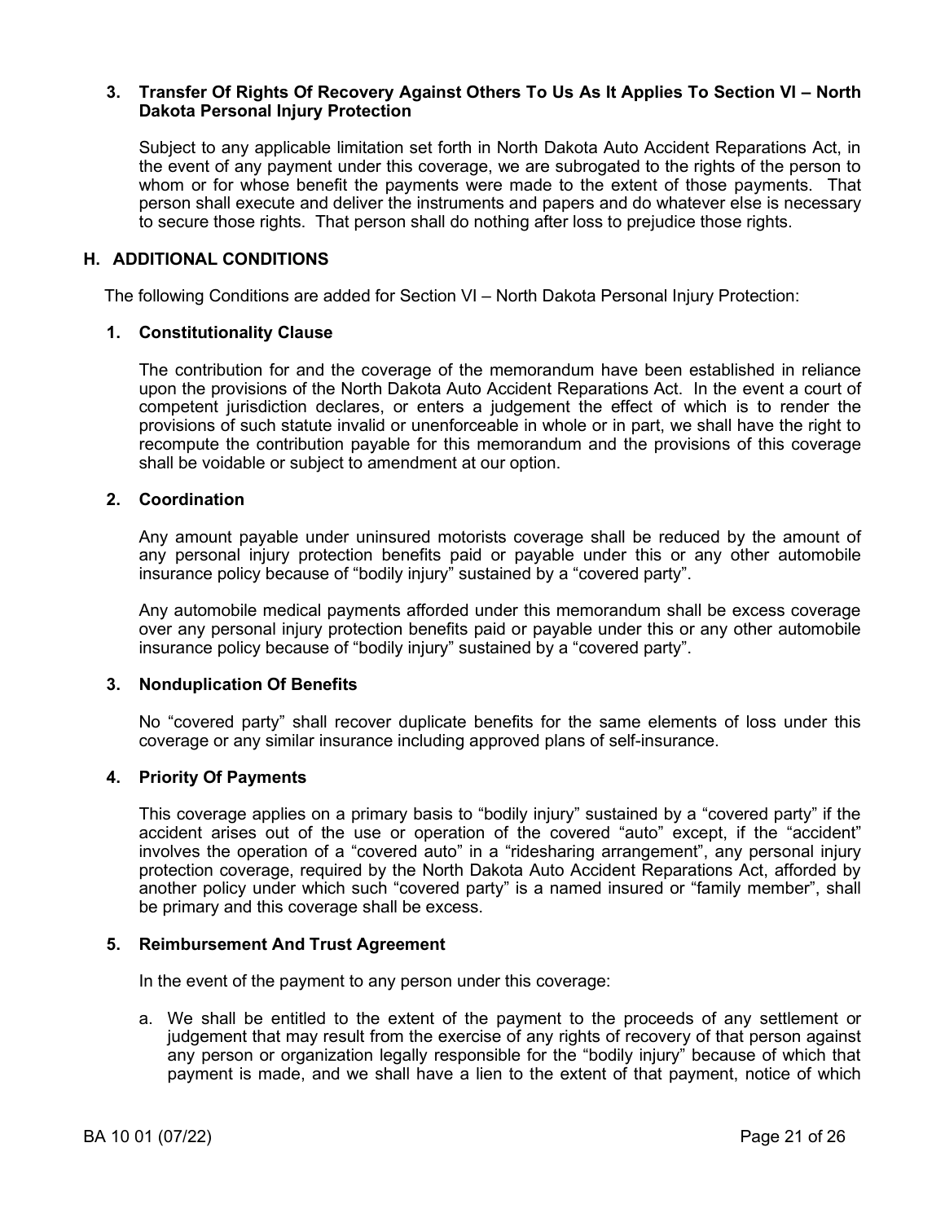### 3. Transfer Of Rights Of Recovery Against Others To Us As It Applies To Section VI – North Dakota Personal Injury Protection

Subject to any applicable limitation set forth in North Dakota Auto Accident Reparations Act, in the event of any payment under this coverage, we are subrogated to the rights of the person to whom or for whose benefit the payments were made to the extent of those payments. That person shall execute and deliver the instruments and papers and do whatever else is necessary to secure those rights. That person shall do nothing after loss to prejudice those rights.

## H. ADDITIONAL CONDITIONS

The following Conditions are added for Section VI – North Dakota Personal Injury Protection:

### 1. Constitutionality Clause

The contribution for and the coverage of the memorandum have been established in reliance upon the provisions of the North Dakota Auto Accident Reparations Act. In the event a court of competent jurisdiction declares, or enters a judgement the effect of which is to render the provisions of such statute invalid or unenforceable in whole or in part, we shall have the right to recompute the contribution payable for this memorandum and the provisions of this coverage shall be voidable or subject to amendment at our option.

### 2. Coordination

Any amount payable under uninsured motorists coverage shall be reduced by the amount of any personal injury protection benefits paid or payable under this or any other automobile insurance policy because of "bodily injury" sustained by a "covered party".

Any automobile medical payments afforded under this memorandum shall be excess coverage over any personal injury protection benefits paid or payable under this or any other automobile insurance policy because of "bodily injury" sustained by a "covered party".

### 3. Nonduplication Of Benefits

No "covered party" shall recover duplicate benefits for the same elements of loss under this coverage or any similar insurance including approved plans of self-insurance.

### 4. Priority Of Payments

This coverage applies on a primary basis to "bodily injury" sustained by a "covered party" if the accident arises out of the use or operation of the covered "auto" except, if the "accident" involves the operation of a "covered auto" in a "ridesharing arrangement", any personal injury protection coverage, required by the North Dakota Auto Accident Reparations Act, afforded by another policy under which such "covered party" is a named insured or "family member", shall be primary and this coverage shall be excess.

### 5. Reimbursement And Trust Agreement

In the event of the payment to any person under this coverage:

a. We shall be entitled to the extent of the payment to the proceeds of any settlement or judgement that may result from the exercise of any rights of recovery of that person against any person or organization legally responsible for the "bodily injury" because of which that payment is made, and we shall have a lien to the extent of that payment, notice of which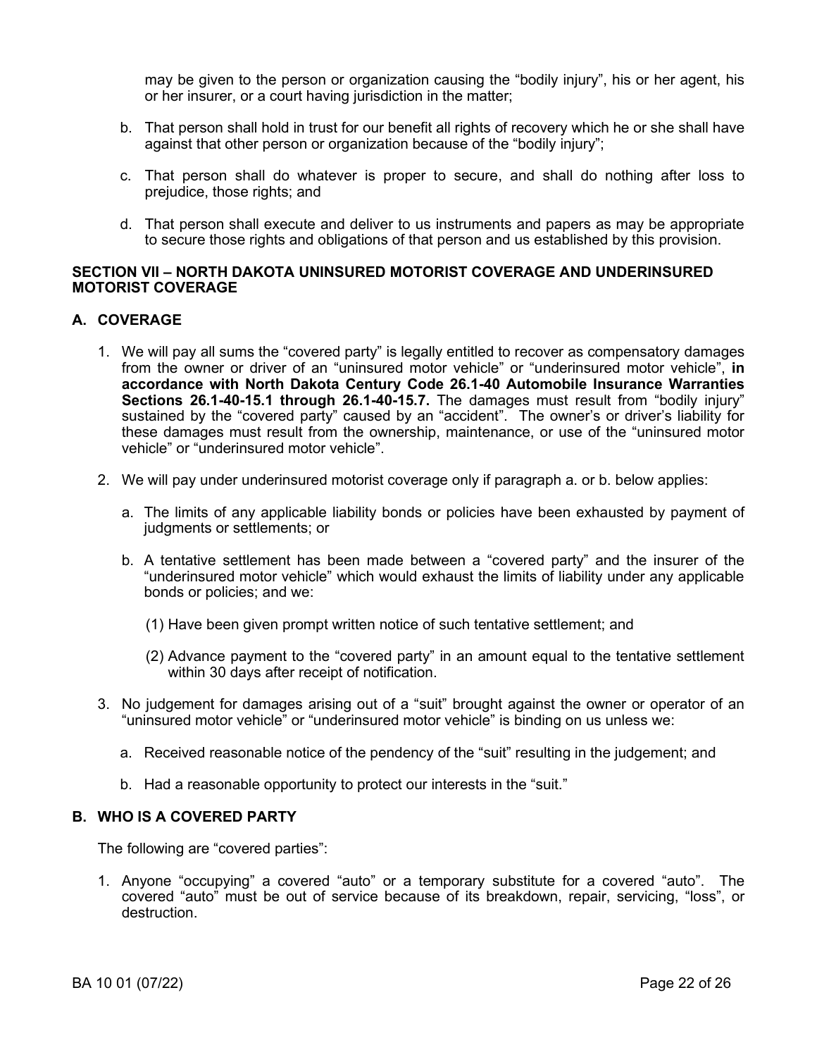may be given to the person or organization causing the "bodily injury", his or her agent, his or her insurer, or a court having jurisdiction in the matter;

b. That person shall hold in trust for our benefit all rights of recovery which he or she shall have against that other person or organization because of the "bodily injury";

c. That person shall do whatever is proper to secure, and shall do nothing after loss to prejudice, those rights; and

d. That person shall execute and deliver to us instruments and papers as may be appropriate to secure those rights and obligations of that person and us established by this provision.

## SECTION VII – NORTH DAKOTA UNINSURED MOTORIST COVERAGE AND UNDERINSURED MOTORIST COVERAGE

### A. COVERAGE

1. We will pay all sums the "covered party" is legally entitled to recover as compensatory damages from the owner or driver of an "uninsured motor vehicle" or "underinsured motor vehicle", **in accordance with North Dakota Century Code 26.1-40 Automobile Insurance Warranties Sections 26.1-40-15.1 through 26.1-40-15.7.** The damages must result from "bodily injury" sustained by the "covered party" caused by an "accident". The owner's or driver's liability for these damages must result from the ownership, maintenance, or use of the "uninsured motor vehicle" or "underinsured motor vehicle".

2. We will pay under underinsured motorist coverage only if paragraph a. or b. below applies:

   a. The limits of any applicable liability bonds or policies have been exhausted by payment of judgments or settlements; or

   b. A tentative settlement has been made between a "covered party" and the insurer of the "underinsured motor vehicle" which would exhaust the limits of liability under any applicable bonds or policies; and we:

      (1) Have been given prompt written notice of such tentative settlement; and

      (2) Advance payment to the "covered party" in an amount equal to the tentative settlement within 30 days after receipt of notification.

3. No judgement for damages arising out of a "suit" brought against the owner or operator of an "uninsured motor vehicle" or "underinsured motor vehicle" is binding on us unless we:

   a. Received reasonable notice of the pendency of the "suit" resulting in the judgement; and

   b. Had a reasonable opportunity to protect our interests in the "suit."

### B. WHO IS A COVERED PARTY

The following are "covered parties":

1. Anyone "occupying" a covered "auto" or a temporary substitute for a covered "auto". The covered "auto" must be out of service because of its breakdown, repair, servicing, "loss", or destruction.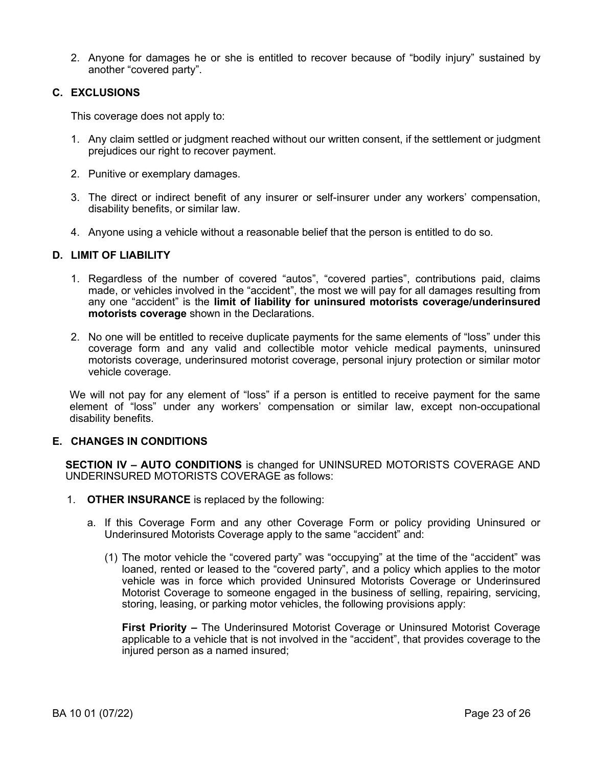2. Anyone for damages he or she is entitled to recover because of "bodily injury" sustained by another "covered party".

## C. EXCLUSIONS

This coverage does not apply to:

1. Any claim settled or judgment reached without our written consent, if the settlement or judgment prejudices our right to recover payment.

2. Punitive or exemplary damages.

3. The direct or indirect benefit of any insurer or self-insurer under any workers' compensation, disability benefits, or similar law.

4. Anyone using a vehicle without a reasonable belief that the person is entitled to do so.

## D. LIMIT OF LIABILITY

1. Regardless of the number of covered "autos", "covered parties", contributions paid, claims made, or vehicles involved in the "accident", the most we will pay for all damages resulting from any one "accident" is the **limit of liability for uninsured motorists coverage/underinsured motorists coverage** shown in the Declarations.

2. No one will be entitled to receive duplicate payments for the same elements of "loss" under this coverage form and any valid and collectible motor vehicle medical payments, uninsured motorists coverage, underinsured motorist coverage, personal injury protection or similar motor vehicle coverage.

We will not pay for any element of "loss" if a person is entitled to receive payment for the same element of "loss" under any workers' compensation or similar law, except non-occupational disability benefits.

## E. CHANGES IN CONDITIONS

**SECTION IV – AUTO CONDITIONS** is changed for UNINSURED MOTORISTS COVERAGE AND UNDERINSURED MOTORISTS COVERAGE as follows:

1. **OTHER INSURANCE** is replaced by the following:

   a. If this Coverage Form and any other Coverage Form or policy providing Uninsured or Underinsured Motorists Coverage apply to the same "accident" and:

      (1) The motor vehicle the "covered party" was "occupying" at the time of the "accident" was loaned, rented or leased to the "covered party", and a policy which applies to the motor vehicle was in force which provided Uninsured Motorists Coverage or Underinsured Motorist Coverage to someone engaged in the business of selling, repairing, servicing, storing, leasing, or parking motor vehicles, the following provisions apply:

      **First Priority –** The Underinsured Motorist Coverage or Uninsured Motorist Coverage applicable to a vehicle that is not involved in the "accident", that provides coverage to the injured person as a named insured;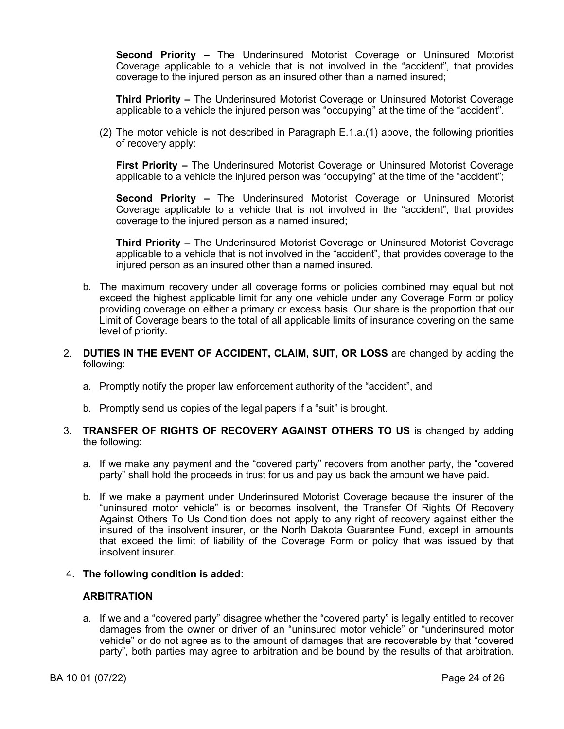**Second Priority –** The Underinsured Motorist Coverage or Uninsured Motorist Coverage applicable to a vehicle that is not involved in the "accident", that provides coverage to the injured person as an insured other than a named insured;

**Third Priority –** The Underinsured Motorist Coverage or Uninsured Motorist Coverage applicable to a vehicle the injured person was "occupying" at the time of the "accident".

(2) The motor vehicle is not described in Paragraph E.1.a.(1) above, the following priorities of recovery apply:

**First Priority –** The Underinsured Motorist Coverage or Uninsured Motorist Coverage applicable to a vehicle the injured person was "occupying" at the time of the "accident";

**Second Priority –** The Underinsured Motorist Coverage or Uninsured Motorist Coverage applicable to a vehicle that is not involved in the "accident", that provides coverage to the injured person as a named insured;

**Third Priority –** The Underinsured Motorist Coverage or Uninsured Motorist Coverage applicable to a vehicle that is not involved in the "accident", that provides coverage to the injured person as an insured other than a named insured.

b. The maximum recovery under all coverage forms or policies combined may equal but not exceed the highest applicable limit for any one vehicle under any Coverage Form or policy providing coverage on either a primary or excess basis. Our share is the proportion that our Limit of Coverage bears to the total of all applicable limits of insurance covering on the same level of priority.

2. **DUTIES IN THE EVENT OF ACCIDENT, CLAIM, SUIT, OR LOSS** are changed by adding the following:

   a. Promptly notify the proper law enforcement authority of the "accident", and

   b. Promptly send us copies of the legal papers if a "suit" is brought.

3. **TRANSFER OF RIGHTS OF RECOVERY AGAINST OTHERS TO US** is changed by adding the following:

   a. If we make any payment and the "covered party" recovers from another party, the "covered party" shall hold the proceeds in trust for us and pay us back the amount we have paid.

   b. If we make a payment under Underinsured Motorist Coverage because the insurer of the "uninsured motor vehicle" is or becomes insolvent, the Transfer Of Rights Of Recovery Against Others To Us Condition does not apply to any right of recovery against either the insured of the insolvent insurer, or the North Dakota Guarantee Fund, except in amounts that exceed the limit of liability of the Coverage Form or policy that was issued by that insolvent insurer.

4. **The following condition is added:**

   **ARBITRATION**

   a. If we and a "covered party" disagree whether the "covered party" is legally entitled to recover damages from the owner or driver of an "uninsured motor vehicle" or "underinsured motor vehicle" or do not agree as to the amount of damages that are recoverable by that "covered party", both parties may agree to arbitration and be bound by the results of that arbitration.

BA 10 01 (07/22)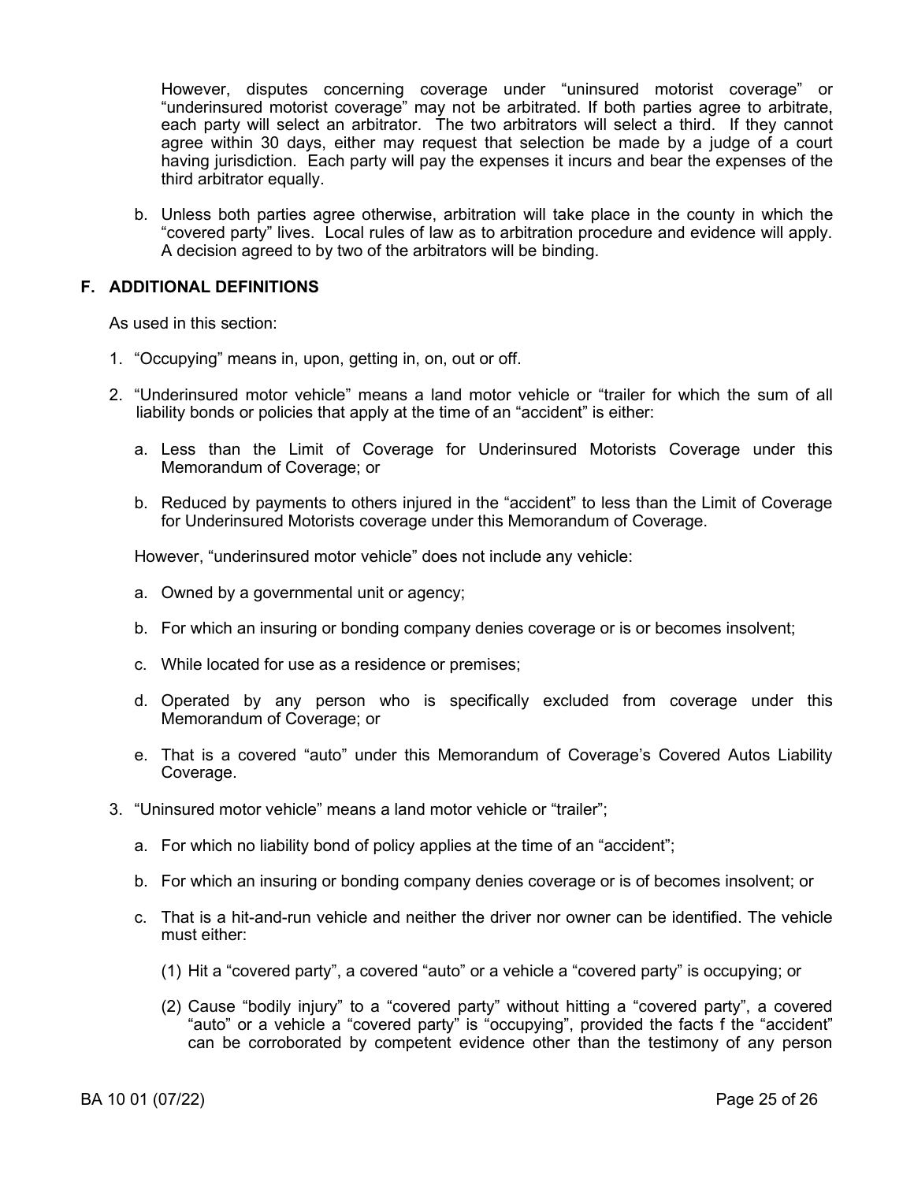However, disputes concerning coverage under "uninsured motorist coverage" or "underinsured motorist coverage" may not be arbitrated. If both parties agree to arbitrate, each party will select an arbitrator. The two arbitrators will select a third. If they cannot agree within 30 days, either may request that selection be made by a judge of a court having jurisdiction. Each party will pay the expenses it incurs and bear the expenses of the third arbitrator equally.

b. Unless both parties agree otherwise, arbitration will take place in the county in which the "covered party" lives. Local rules of law as to arbitration procedure and evidence will apply. A decision agreed to by two of the arbitrators will be binding.

## F. ADDITIONAL DEFINITIONS

As used in this section:

1. "Occupying" means in, upon, getting in, on, out or off.

2. "Underinsured motor vehicle" means a land motor vehicle or "trailer for which the sum of all liability bonds or policies that apply at the time of an "accident" is either:

   a. Less than the Limit of Coverage for Underinsured Motorists Coverage under this Memorandum of Coverage; or

   b. Reduced by payments to others injured in the "accident" to less than the Limit of Coverage for Underinsured Motorists coverage under this Memorandum of Coverage.

   However, "underinsured motor vehicle" does not include any vehicle:

   a. Owned by a governmental unit or agency;

   b. For which an insuring or bonding company denies coverage or is or becomes insolvent;

   c. While located for use as a residence or premises;

   d. Operated by any person who is specifically excluded from coverage under this Memorandum of Coverage; or

   e. That is a covered "auto" under this Memorandum of Coverage's Covered Autos Liability Coverage.

3. "Uninsured motor vehicle" means a land motor vehicle or "trailer";

   a. For which no liability bond of policy applies at the time of an "accident";

   b. For which an insuring or bonding company denies coverage or is of becomes insolvent; or

   c. That is a hit-and-run vehicle and neither the driver nor owner can be identified. The vehicle must either:

      (1) Hit a "covered party", a covered "auto" or a vehicle a "covered party" is occupying; or

      (2) Cause "bodily injury" to a "covered party" without hitting a "covered party", a covered "auto" or a vehicle a "covered party" is "occupying", provided the facts f the "accident" can be corroborated by competent evidence other than the testimony of any person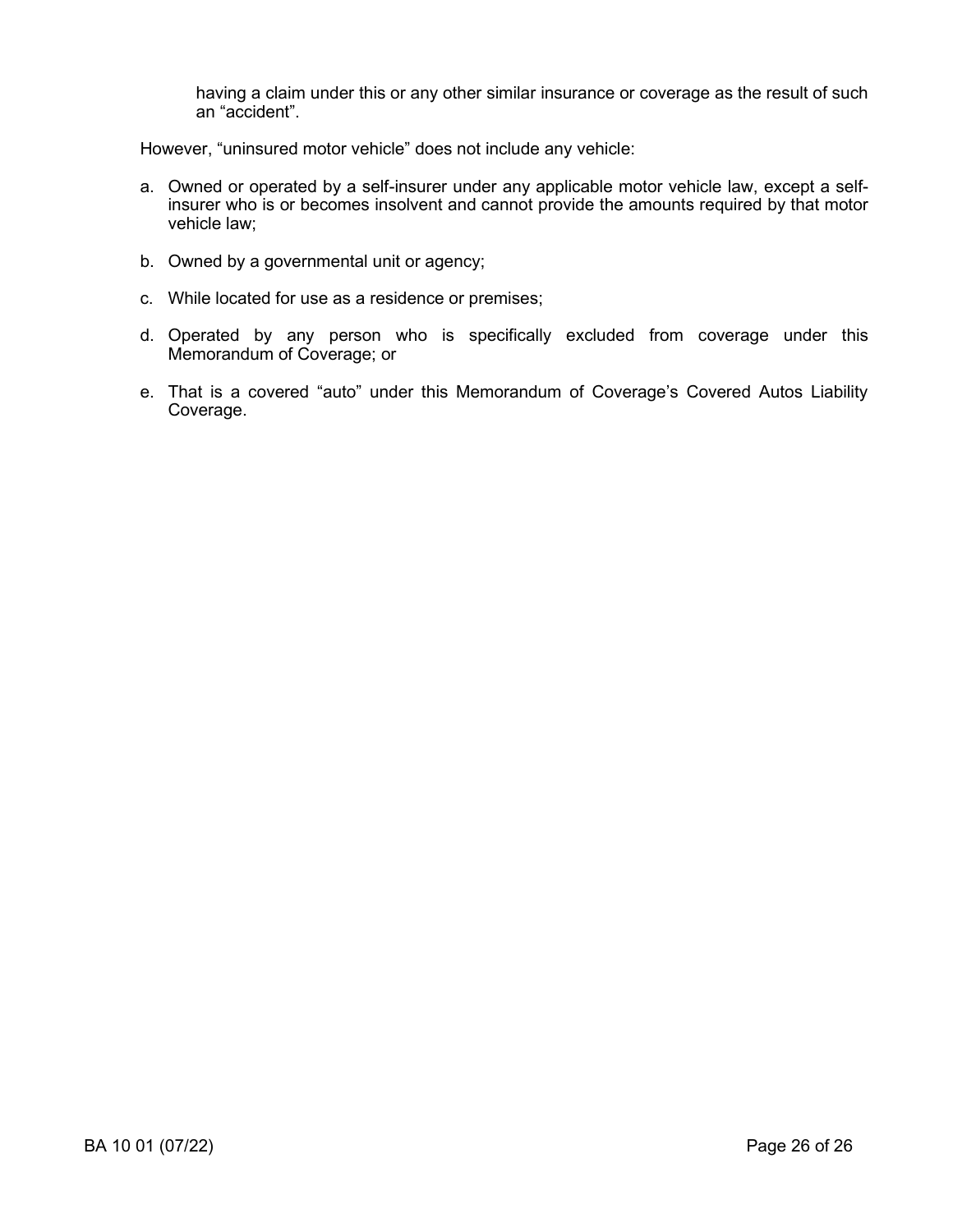having a claim under this or any other similar insurance or coverage as the result of such an "accident".

However, "uninsured motor vehicle" does not include any vehicle:

a. Owned or operated by a self-insurer under any applicable motor vehicle law, except a self-insurer who is or becomes insolvent and cannot provide the amounts required by that motor vehicle law;

b. Owned by a governmental unit or agency;

c. While located for use as a residence or premises;

d. Operated by any person who is specifically excluded from coverage under this Memorandum of Coverage; or

e. That is a covered "auto" under this Memorandum of Coverage's Covered Autos Liability Coverage.